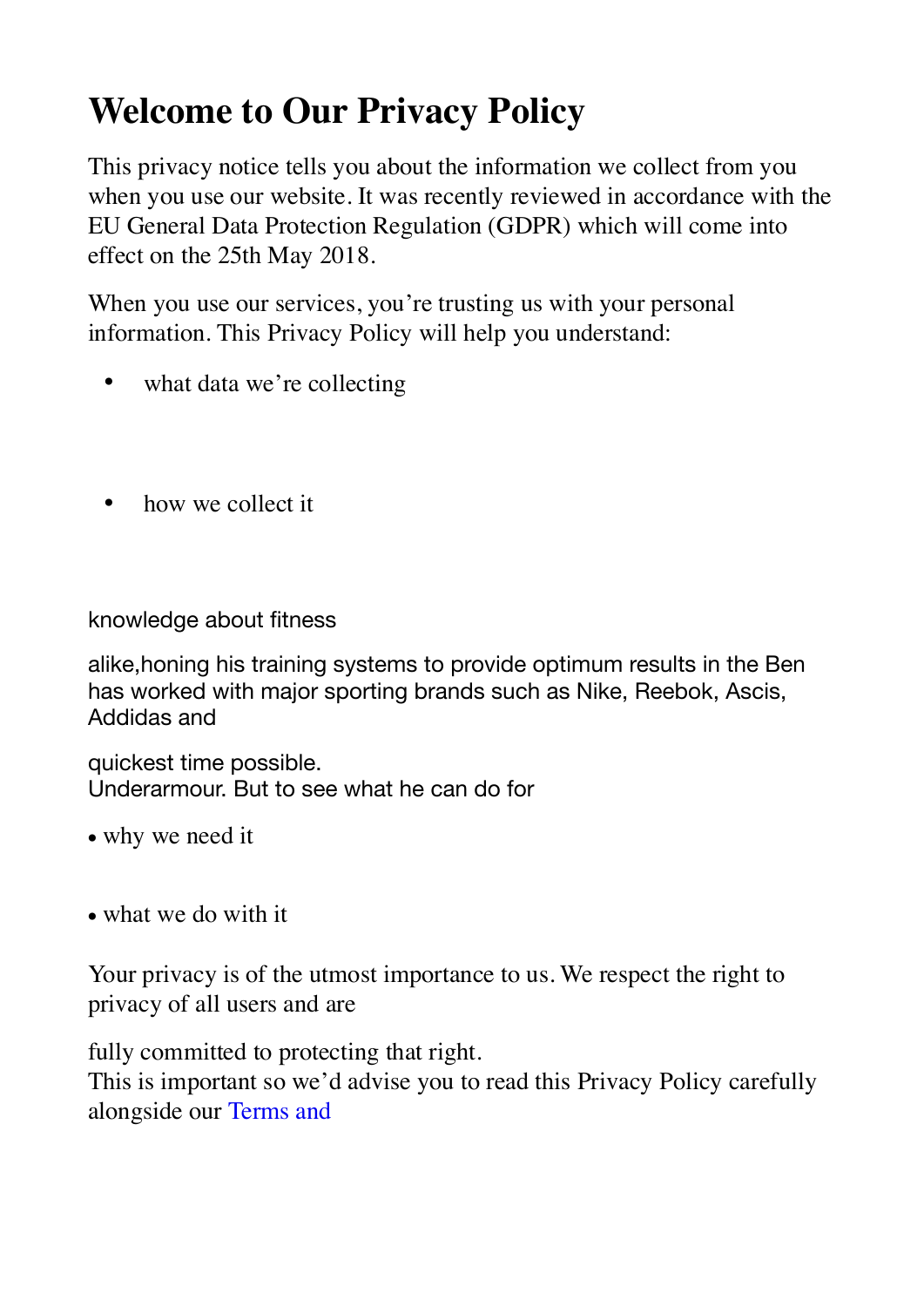# Welcome to Our Privacy Policy

This privacy notice tells you about the information we collect from you when you use our website. It was recently reviewed in accordance with the EU General Data Protection Regulation (GDPR) which will come into effect on the 25th May 2018.

When you use our services, you're trusting us with your personal information. This Privacy Policy will help you understand:

- what data we're collecting

- how we collect it

knowledge about fitness

alike,honing his training systems to provide optimum results in the Ben has worked with major sporting brands such as Nike, Reebok, Ascis, Addidas and

quickest time possible.
Underarmour. But to see what he can do for

- why we need it

- what we do with it

Your privacy is of the utmost importance to us. We respect the right to privacy of all users and are

fully committed to protecting that right.
This is important so we'd advise you to read this Privacy Policy carefully alongside our Terms and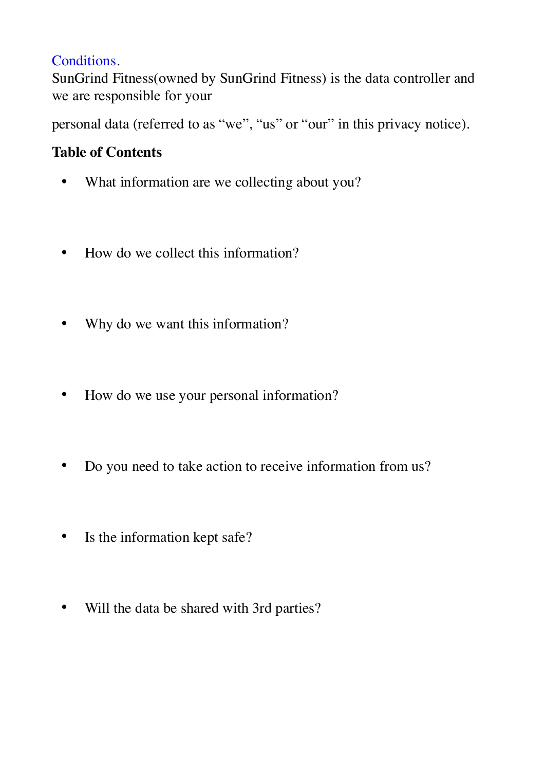Conditions.
SunGrind Fitness(owned by SunGrind Fitness) is the data controller and we are responsible for your

personal data (referred to as "we", "us" or "our" in this privacy notice).

**Table of Contents**

- What information are we collecting about you?
- How do we collect this information?
- Why do we want this information?
- How do we use your personal information?
- Do you need to take action to receive information from us?
- Is the information kept safe?
- Will the data be shared with 3rd parties?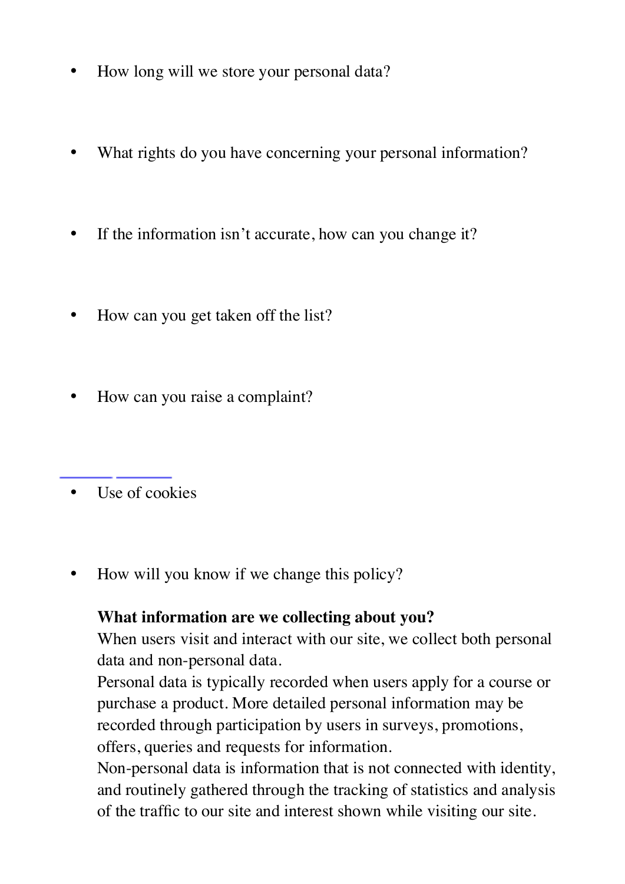- How long will we store your personal data?

- What rights do you have concerning your personal information?

- If the information isn't accurate, how can you change it?

- How can you get taken off the list?

- How can you raise a complaint?

- Use of cookies

- How will you know if we change this policy?

**What information are we collecting about you?**

When users visit and interact with our site, we collect both personal data and non-personal data.

Personal data is typically recorded when users apply for a course or purchase a product. More detailed personal information may be recorded through participation by users in surveys, promotions, offers, queries and requests for information.

Non-personal data is information that is not connected with identity, and routinely gathered through the tracking of statistics and analysis of the traffic to our site and interest shown while visiting our site.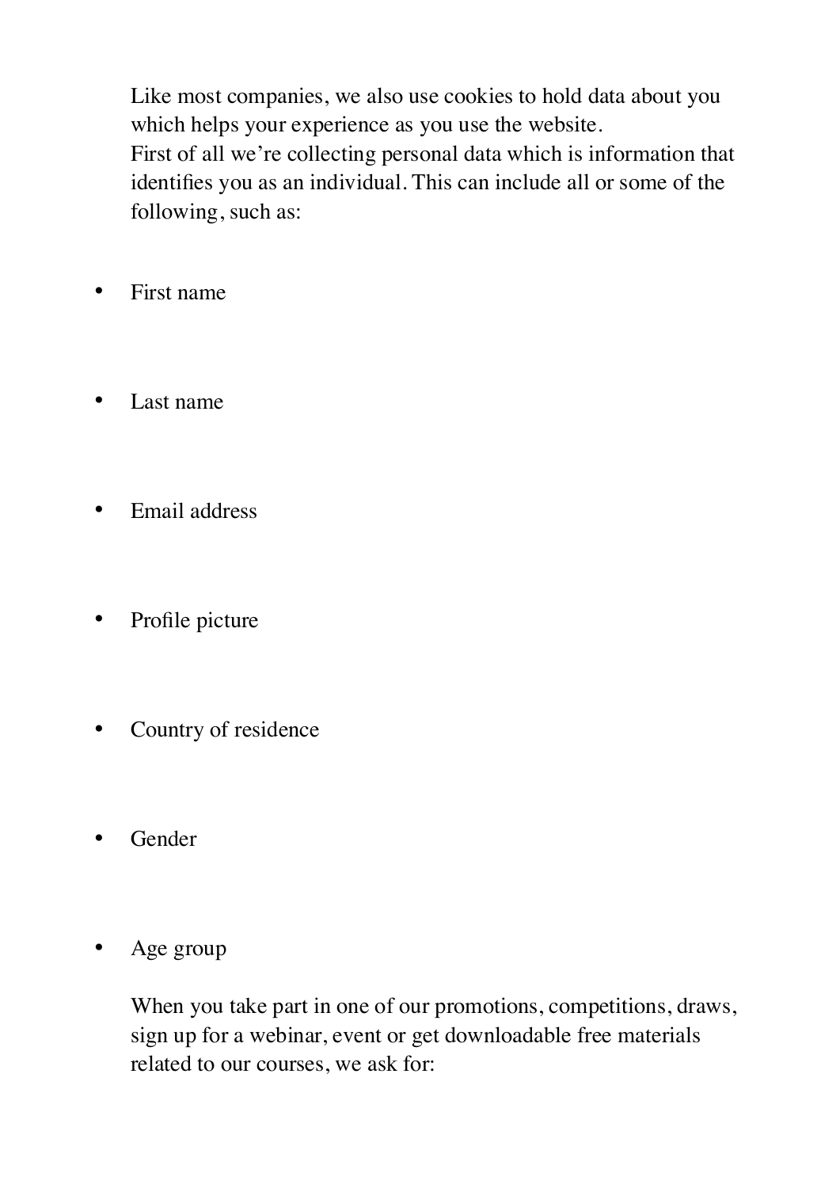Like most companies, we also use cookies to hold data about you which helps your experience as you use the website.
First of all we're collecting personal data which is information that identifies you as an individual. This can include all or some of the following, such as:

- First name
- Last name
- Email address
- Profile picture
- Country of residence
- Gender
- Age group

When you take part in one of our promotions, competitions, draws, sign up for a webinar, event or get downloadable free materials related to our courses, we ask for: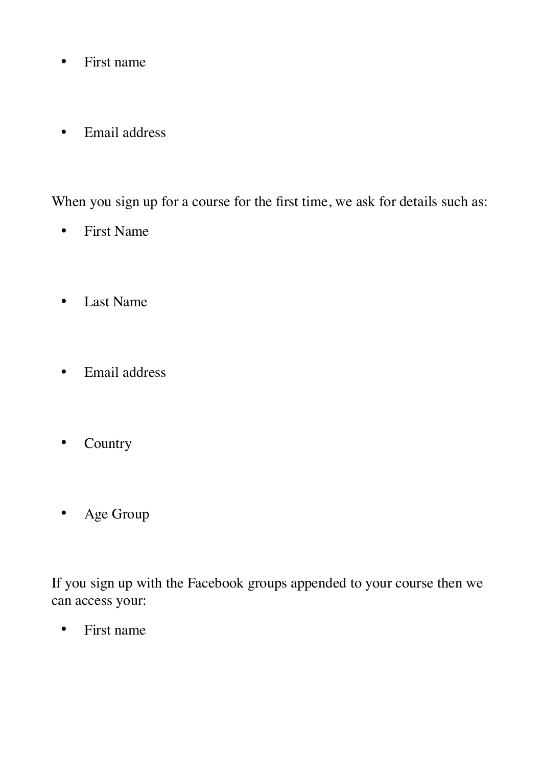- First name

- Email address

When you sign up for a course for the first time, we ask for details such as:

- First Name

- Last Name

- Email address

- Country

- Age Group

If you sign up with the Facebook groups appended to your course then we can access your:

- First name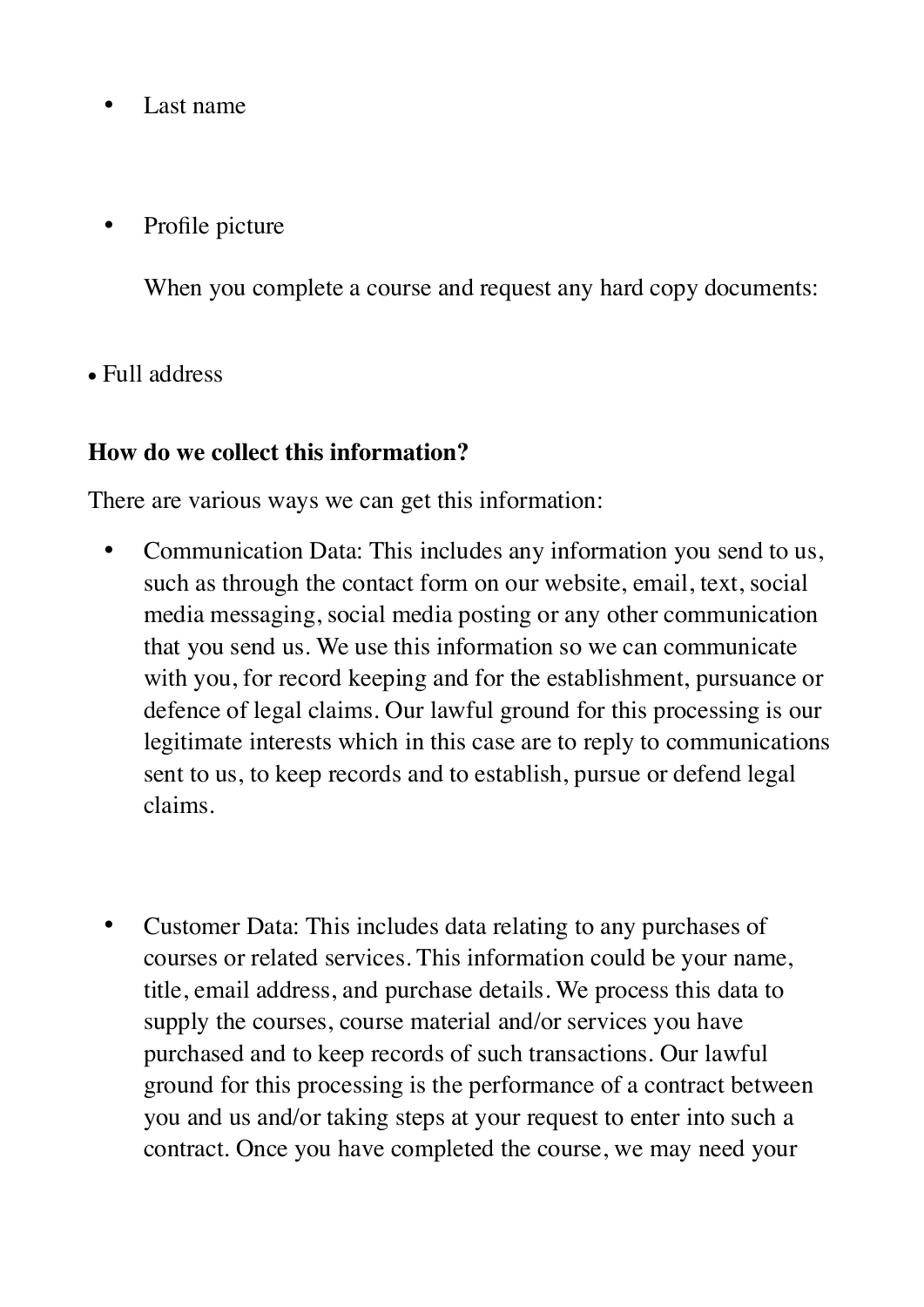- Last name

- Profile picture

  When you complete a course and request any hard copy documents:

- Full address

**How do we collect this information?**

There are various ways we can get this information:

- Communication Data: This includes any information you send to us, such as through the contact form on our website, email, text, social media messaging, social media posting or any other communication that you send us. We use this information so we can communicate with you, for record keeping and for the establishment, pursuance or defence of legal claims. Our lawful ground for this processing is our legitimate interests which in this case are to reply to communications sent to us, to keep records and to establish, pursue or defend legal claims.

- Customer Data: This includes data relating to any purchases of courses or related services. This information could be your name, title, email address, and purchase details. We process this data to supply the courses, course material and/or services you have purchased and to keep records of such transactions. Our lawful ground for this processing is the performance of a contract between you and us and/or taking steps at your request to enter into such a contract. Once you have completed the course, we may need your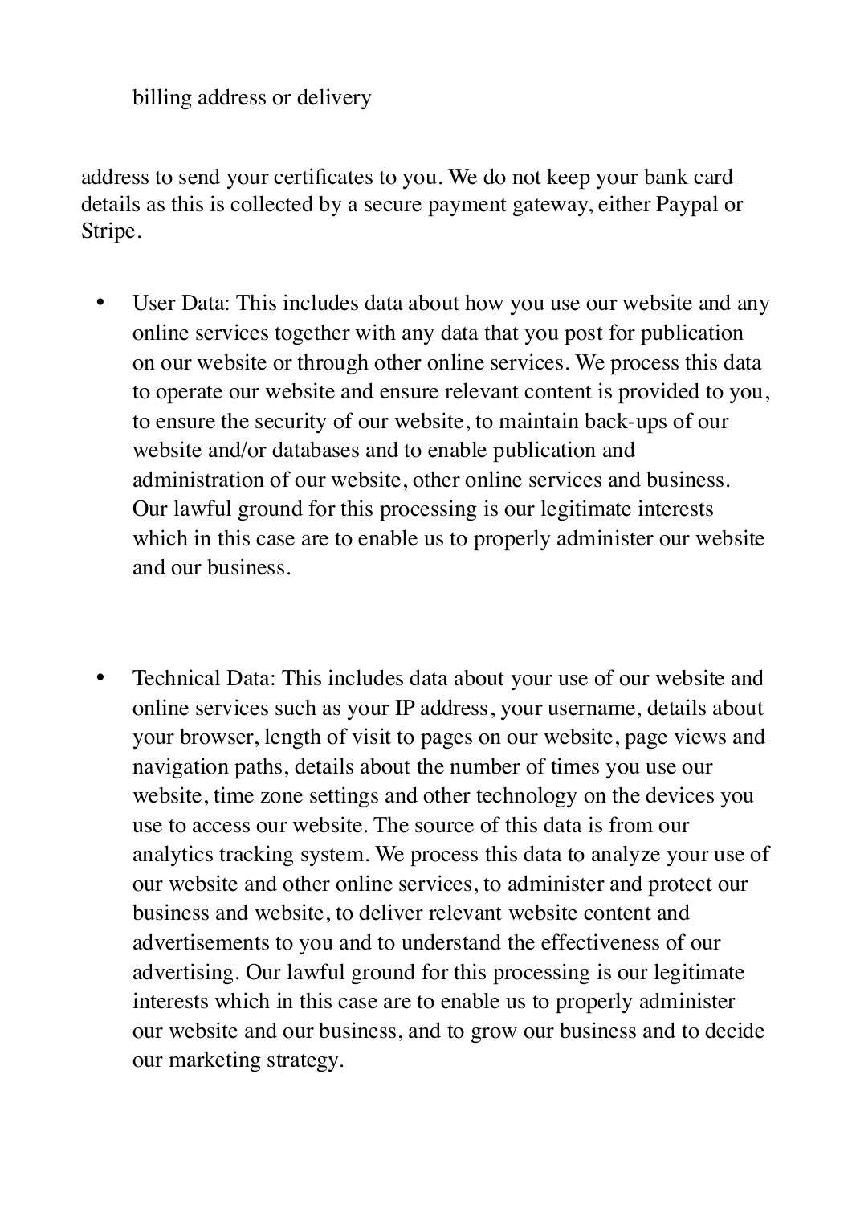billing address or delivery

address to send your certificates to you. We do not keep your bank card details as this is collected by a secure payment gateway, either Paypal or Stripe.

- User Data: This includes data about how you use our website and any online services together with any data that you post for publication on our website or through other online services. We process this data to operate our website and ensure relevant content is provided to you, to ensure the security of our website, to maintain back-ups of our website and/or databases and to enable publication and administration of our website, other online services and business. Our lawful ground for this processing is our legitimate interests which in this case are to enable us to properly administer our website and our business.

- Technical Data: This includes data about your use of our website and online services such as your IP address, your username, details about your browser, length of visit to pages on our website, page views and navigation paths, details about the number of times you use our website, time zone settings and other technology on the devices you use to access our website. The source of this data is from our analytics tracking system. We process this data to analyze your use of our website and other online services, to administer and protect our business and website, to deliver relevant website content and advertisements to you and to understand the effectiveness of our advertising. Our lawful ground for this processing is our legitimate interests which in this case are to enable us to properly administer our website and our business, and to grow our business and to decide our marketing strategy.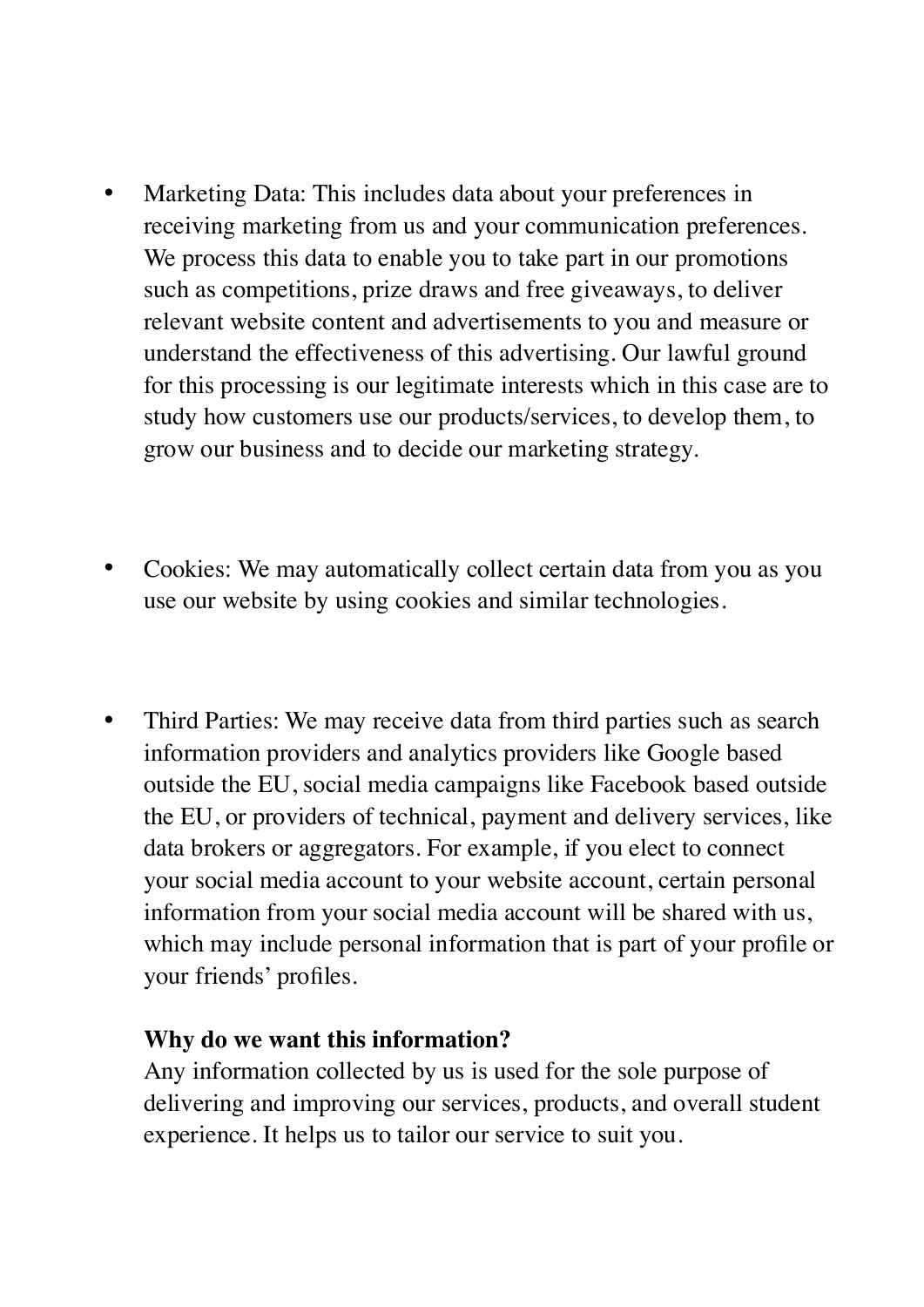- Marketing Data: This includes data about your preferences in receiving marketing from us and your communication preferences. We process this data to enable you to take part in our promotions such as competitions, prize draws and free giveaways, to deliver relevant website content and advertisements to you and measure or understand the effectiveness of this advertising. Our lawful ground for this processing is our legitimate interests which in this case are to study how customers use our products/services, to develop them, to grow our business and to decide our marketing strategy.

- Cookies: We may automatically collect certain data from you as you use our website by using cookies and similar technologies.

- Third Parties: We may receive data from third parties such as search information providers and analytics providers like Google based outside the EU, social media campaigns like Facebook based outside the EU, or providers of technical, payment and delivery services, like data brokers or aggregators. For example, if you elect to connect your social media account to your website account, certain personal information from your social media account will be shared with us, which may include personal information that is part of your profile or your friends' profiles.

  **Why do we want this information?**
  Any information collected by us is used for the sole purpose of delivering and improving our services, products, and overall student experience. It helps us to tailor our service to suit you.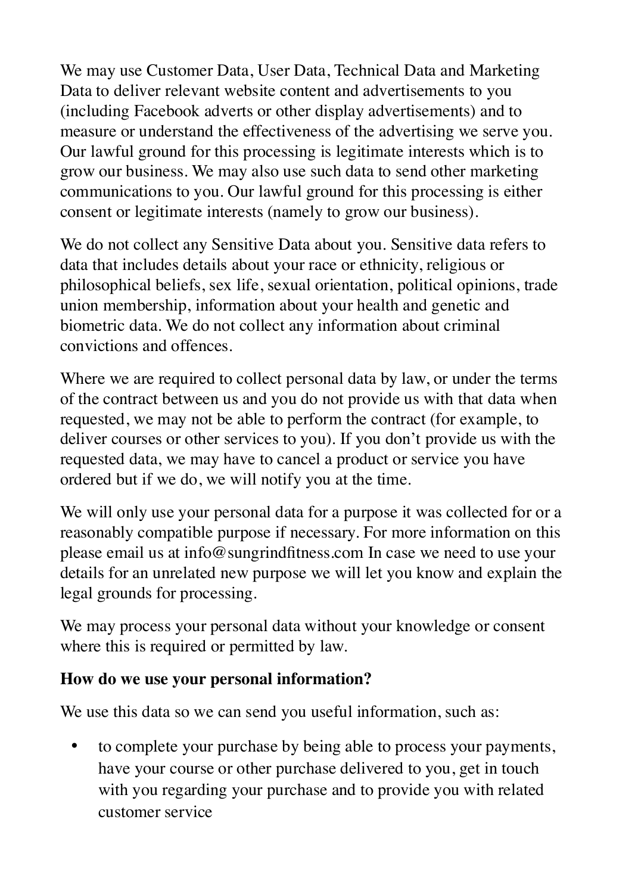We may use Customer Data, User Data, Technical Data and Marketing Data to deliver relevant website content and advertisements to you (including Facebook adverts or other display advertisements) and to measure or understand the effectiveness of the advertising we serve you. Our lawful ground for this processing is legitimate interests which is to grow our business. We may also use such data to send other marketing communications to you. Our lawful ground for this processing is either consent or legitimate interests (namely to grow our business).

We do not collect any Sensitive Data about you. Sensitive data refers to data that includes details about your race or ethnicity, religious or philosophical beliefs, sex life, sexual orientation, political opinions, trade union membership, information about your health and genetic and biometric data. We do not collect any information about criminal convictions and offences.

Where we are required to collect personal data by law, or under the terms of the contract between us and you do not provide us with that data when requested, we may not be able to perform the contract (for example, to deliver courses or other services to you). If you don't provide us with the requested data, we may have to cancel a product or service you have ordered but if we do, we will notify you at the time.

We will only use your personal data for a purpose it was collected for or a reasonably compatible purpose if necessary. For more information on this please email us at info@sungrindfitness.com In case we need to use your details for an unrelated new purpose we will let you know and explain the legal grounds for processing.

We may process your personal data without your knowledge or consent where this is required or permitted by law.

**How do we use your personal information?**

We use this data so we can send you useful information, such as:

- to complete your purchase by being able to process your payments, have your course or other purchase delivered to you, get in touch with you regarding your purchase and to provide you with related customer service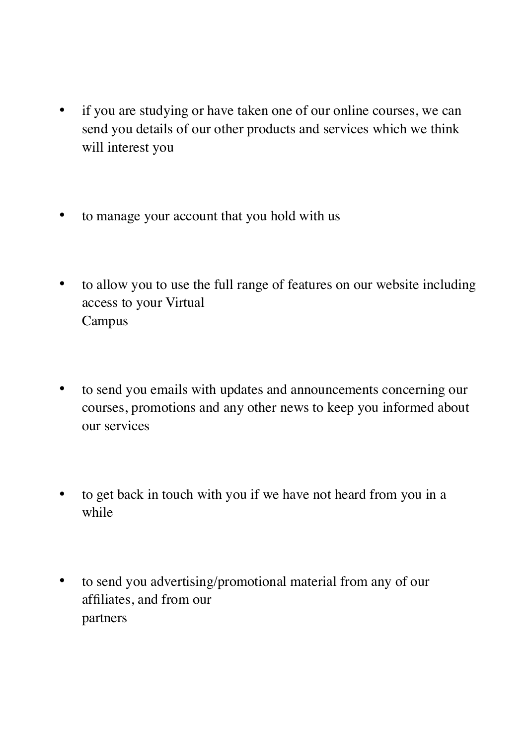- if you are studying or have taken one of our online courses, we can send you details of our other products and services which we think will interest you

- to manage your account that you hold with us

- to allow you to use the full range of features on our website including access to your Virtual Campus

- to send you emails with updates and announcements concerning our courses, promotions and any other news to keep you informed about our services

- to get back in touch with you if we have not heard from you in a while

- to send you advertising/promotional material from any of our affiliates, and from our partners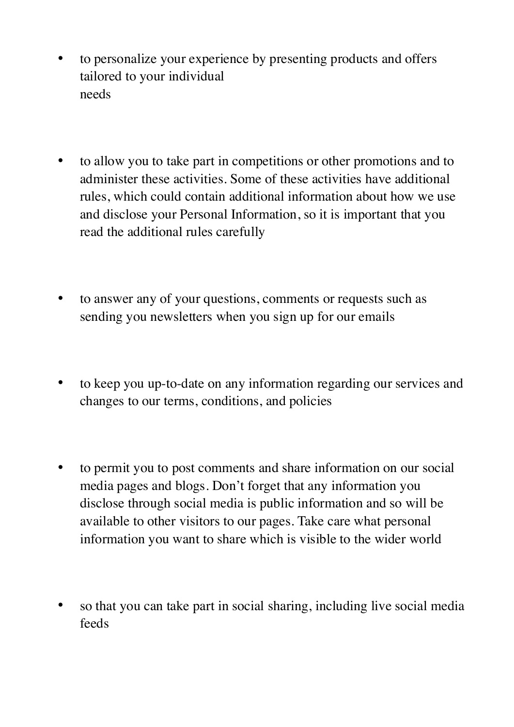- to personalize your experience by presenting products and offers tailored to your individual needs

- to allow you to take part in competitions or other promotions and to administer these activities. Some of these activities have additional rules, which could contain additional information about how we use and disclose your Personal Information, so it is important that you read the additional rules carefully

- to answer any of your questions, comments or requests such as sending you newsletters when you sign up for our emails

- to keep you up-to-date on any information regarding our services and changes to our terms, conditions, and policies

- to permit you to post comments and share information on our social media pages and blogs. Don't forget that any information you disclose through social media is public information and so will be available to other visitors to our pages. Take care what personal information you want to share which is visible to the wider world

- so that you can take part in social sharing, including live social media feeds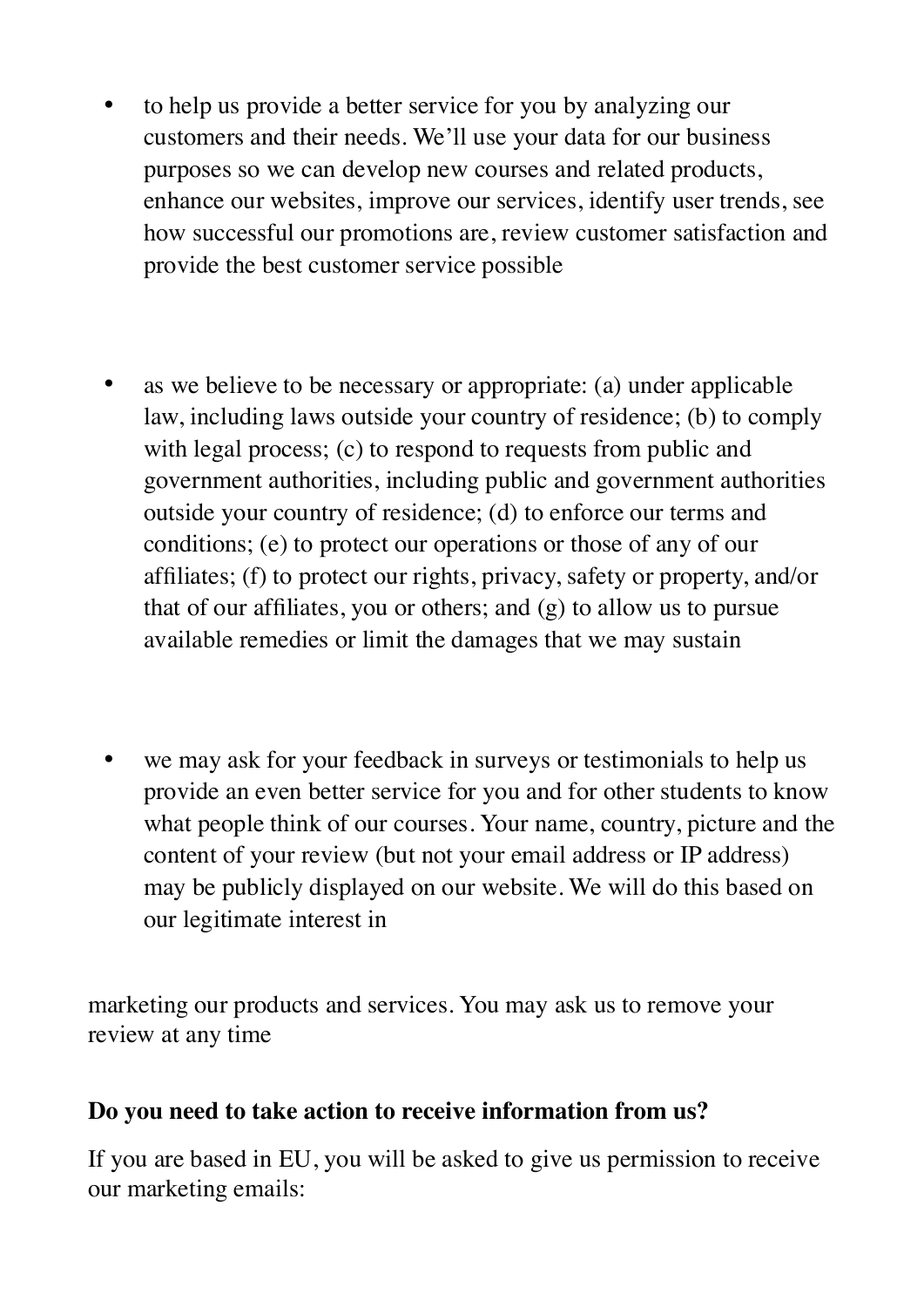- to help us provide a better service for you by analyzing our customers and their needs. We'll use your data for our business purposes so we can develop new courses and related products, enhance our websites, improve our services, identify user trends, see how successful our promotions are, review customer satisfaction and provide the best customer service possible

- as we believe to be necessary or appropriate: (a) under applicable law, including laws outside your country of residence; (b) to comply with legal process; (c) to respond to requests from public and government authorities, including public and government authorities outside your country of residence; (d) to enforce our terms and conditions; (e) to protect our operations or those of any of our affiliates; (f) to protect our rights, privacy, safety or property, and/or that of our affiliates, you or others; and (g) to allow us to pursue available remedies or limit the damages that we may sustain

- we may ask for your feedback in surveys or testimonials to help us provide an even better service for you and for other students to know what people think of our courses. Your name, country, picture and the content of your review (but not your email address or IP address) may be publicly displayed on our website. We will do this based on our legitimate interest in

marketing our products and services. You may ask us to remove your review at any time

**Do you need to take action to receive information from us?**

If you are based in EU, you will be asked to give us permission to receive our marketing emails: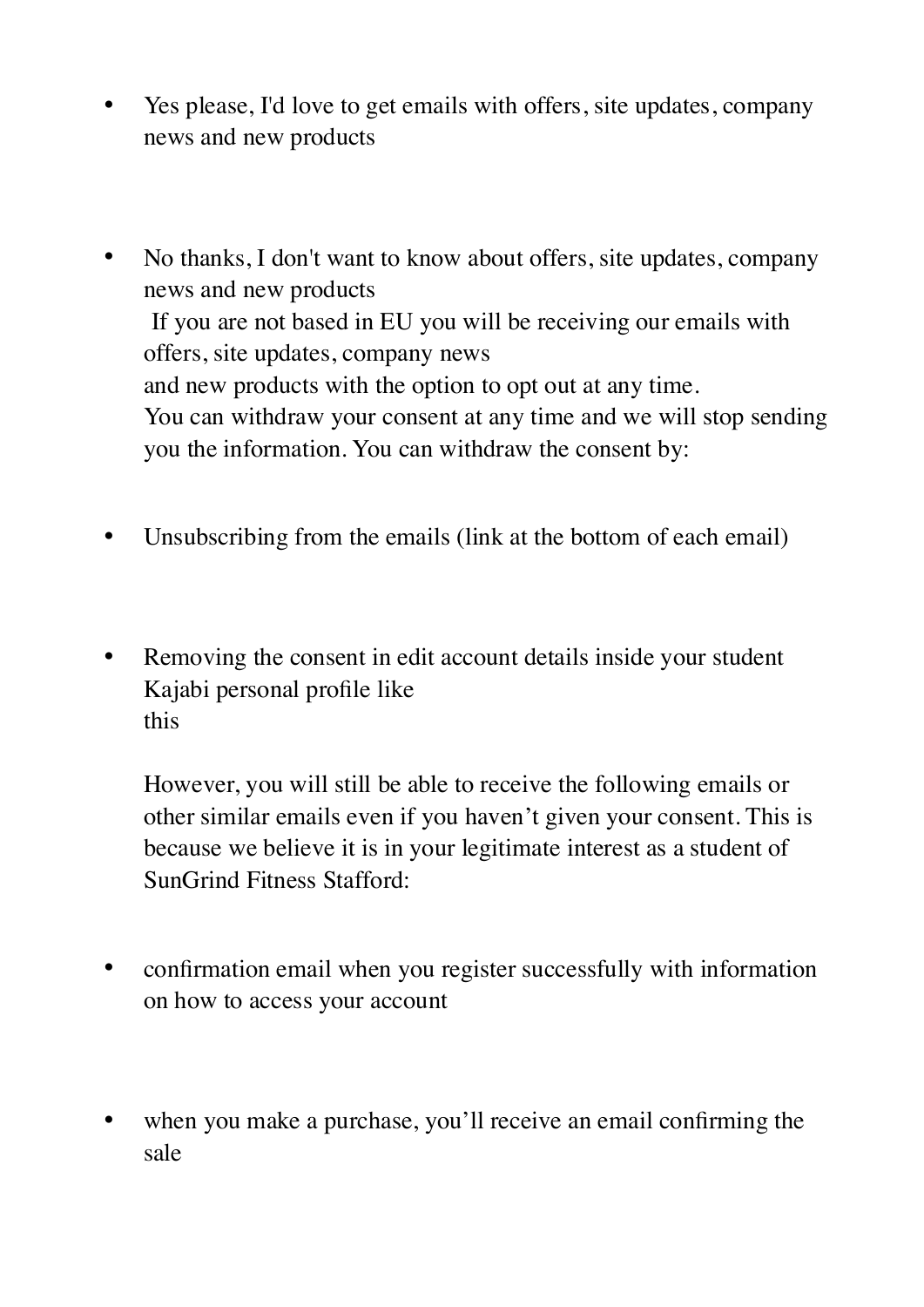- Yes please, I'd love to get emails with offers, site updates, company news and new products

- No thanks, I don't want to know about offers, site updates, company news and new products
  If you are not based in EU you will be receiving our emails with offers, site updates, company news
  and new products with the option to opt out at any time.
  You can withdraw your consent at any time and we will stop sending you the information. You can withdraw the consent by:

- Unsubscribing from the emails (link at the bottom of each email)

- Removing the consent in edit account details inside your student Kajabi personal profile like
  this

  However, you will still be able to receive the following emails or other similar emails even if you haven't given your consent. This is because we believe it is in your legitimate interest as a student of SunGrind Fitness Stafford:

- confirmation email when you register successfully with information on how to access your account

- when you make a purchase, you'll receive an email confirming the sale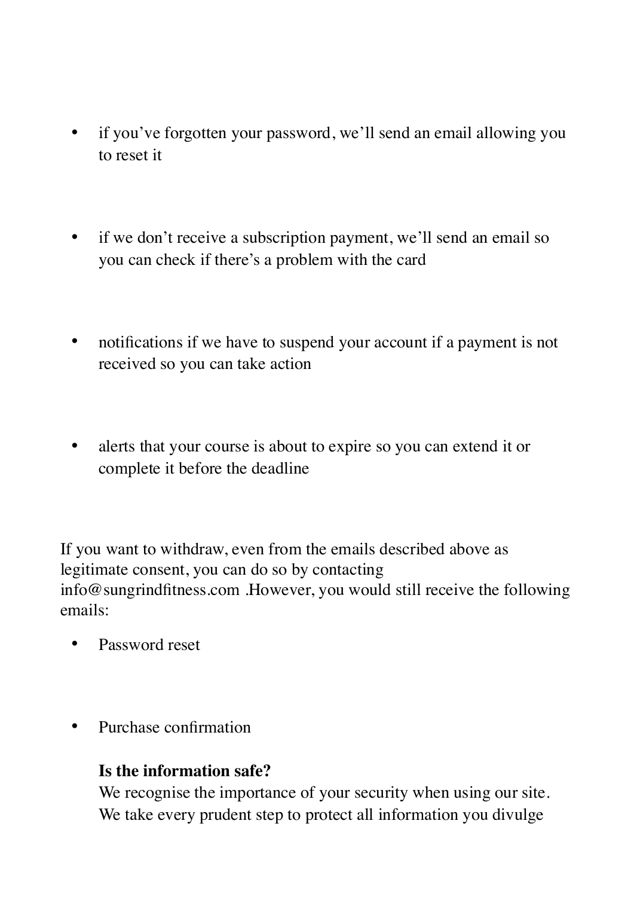- if you've forgotten your password, we'll send an email allowing you to reset it

- if we don't receive a subscription payment, we'll send an email so you can check if there's a problem with the card

- notifications if we have to suspend your account if a payment is not received so you can take action

- alerts that your course is about to expire so you can extend it or complete it before the deadline

If you want to withdraw, even from the emails described above as legitimate consent, you can do so by contacting info@sungrindfitness.com .However, you would still receive the following emails:

- Password reset

- Purchase confirmation

**Is the information safe?**

We recognise the importance of your security when using our site. We take every prudent step to protect all information you divulge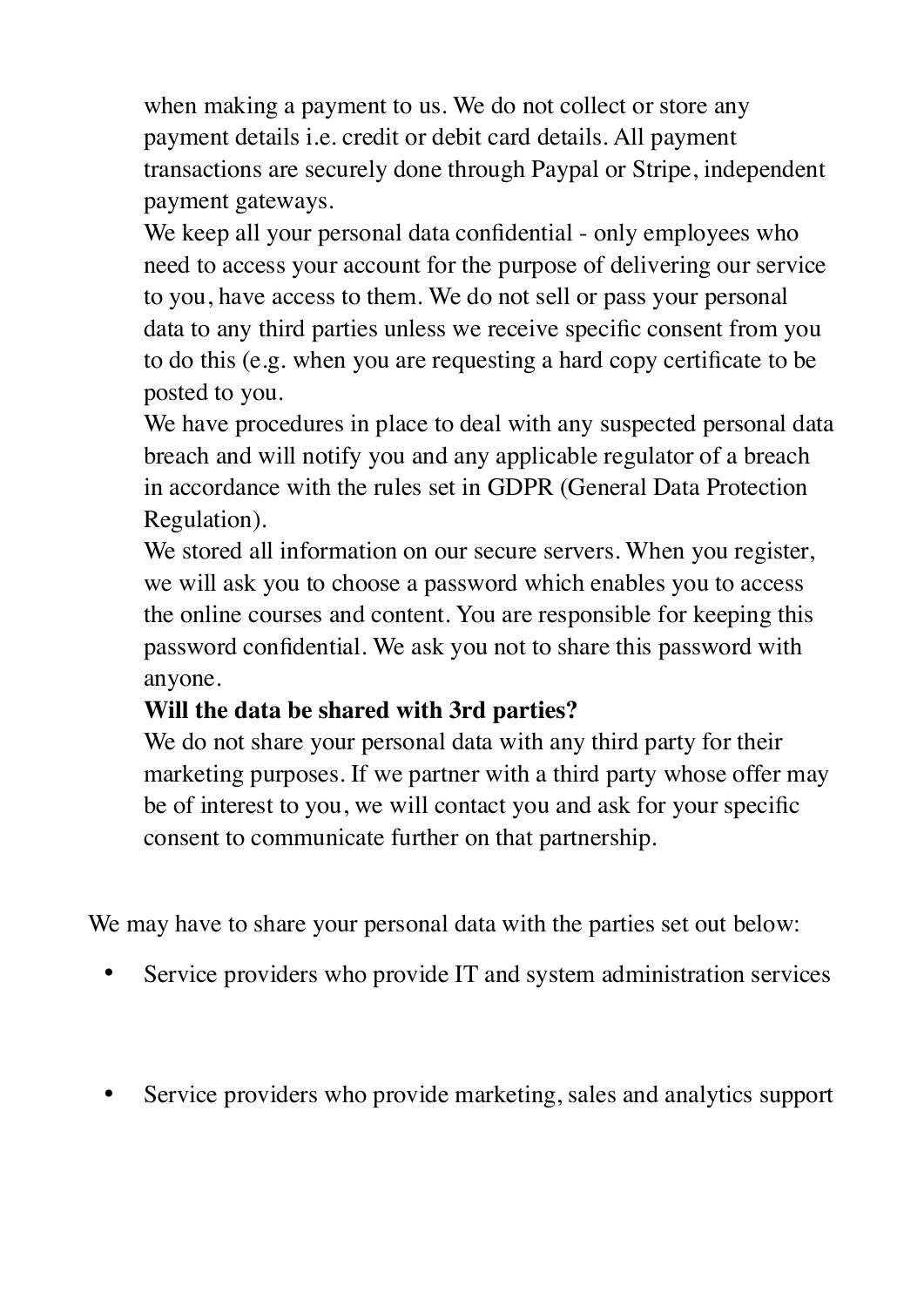when making a payment to us. We do not collect or store any payment details i.e. credit or debit card details. All payment transactions are securely done through Paypal or Stripe, independent payment gateways.

We keep all your personal data confidential - only employees who need to access your account for the purpose of delivering our service to you, have access to them. We do not sell or pass your personal data to any third parties unless we receive specific consent from you to do this (e.g. when you are requesting a hard copy certificate to be posted to you.

We have procedures in place to deal with any suspected personal data breach and will notify you and any applicable regulator of a breach in accordance with the rules set in GDPR (General Data Protection Regulation).

We stored all information on our secure servers. When you register, we will ask you to choose a password which enables you to access the online courses and content. You are responsible for keeping this password confidential. We ask you not to share this password with anyone.

**Will the data be shared with 3rd parties?**

We do not share your personal data with any third party for their marketing purposes. If we partner with a third party whose offer may be of interest to you, we will contact you and ask for your specific consent to communicate further on that partnership.

We may have to share your personal data with the parties set out below:

- Service providers who provide IT and system administration services

- Service providers who provide marketing, sales and analytics support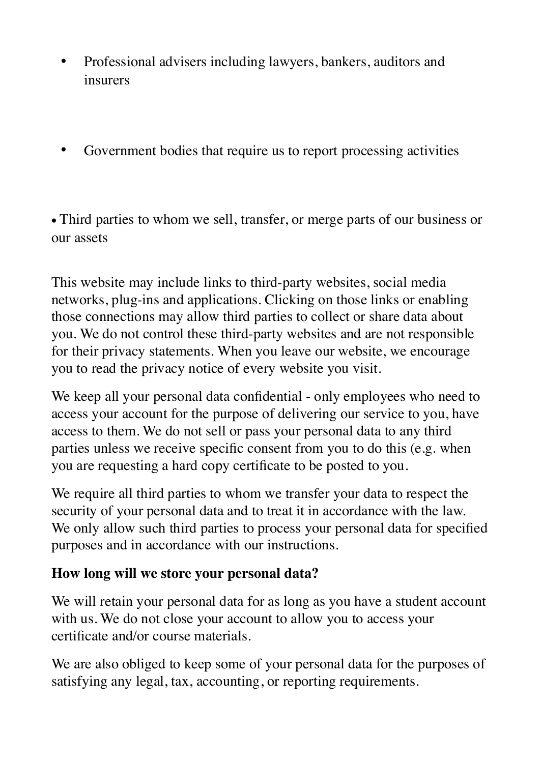- Professional advisers including lawyers, bankers, auditors and insurers

- Government bodies that require us to report processing activities

- Third parties to whom we sell, transfer, or merge parts of our business or our assets

This website may include links to third-party websites, social media networks, plug-ins and applications. Clicking on those links or enabling those connections may allow third parties to collect or share data about you. We do not control these third-party websites and are not responsible for their privacy statements. When you leave our website, we encourage you to read the privacy notice of every website you visit.

We keep all your personal data confidential - only employees who need to access your account for the purpose of delivering our service to you, have access to them. We do not sell or pass your personal data to any third parties unless we receive specific consent from you to do this (e.g. when you are requesting a hard copy certificate to be posted to you.

We require all third parties to whom we transfer your data to respect the security of your personal data and to treat it in accordance with the law. We only allow such third parties to process your personal data for specified purposes and in accordance with our instructions.

**How long will we store your personal data?**

We will retain your personal data for as long as you have a student account with us. We do not close your account to allow you to access your certificate and/or course materials.

We are also obliged to keep some of your personal data for the purposes of satisfying any legal, tax, accounting, or reporting requirements.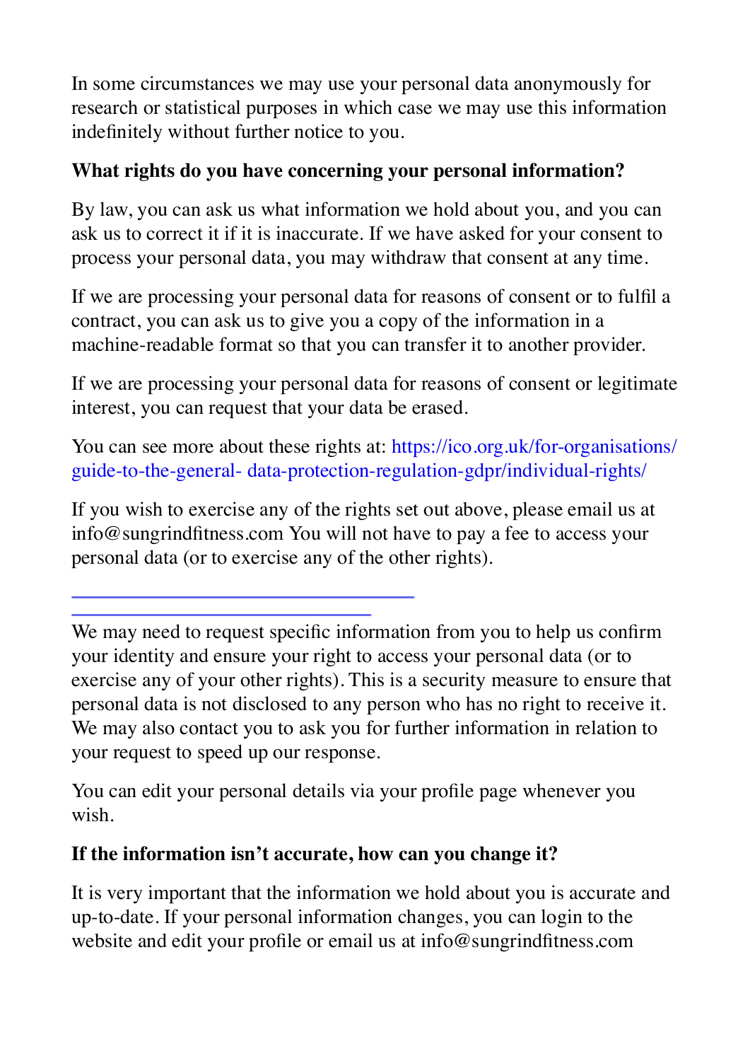In some circumstances we may use your personal data anonymously for research or statistical purposes in which case we may use this information indefinitely without further notice to you.

**What rights do you have concerning your personal information?**

By law, you can ask us what information we hold about you, and you can ask us to correct it if it is inaccurate. If we have asked for your consent to process your personal data, you may withdraw that consent at any time.

If we are processing your personal data for reasons of consent or to fulfil a contract, you can ask us to give you a copy of the information in a machine-readable format so that you can transfer it to another provider.

If we are processing your personal data for reasons of consent or legitimate interest, you can request that your data be erased.

You can see more about these rights at: https://ico.org.uk/for-organisations/guide-to-the-general- data-protection-regulation-gdpr/individual-rights/

If you wish to exercise any of the rights set out above, please email us at info@sungrindfitness.com You will not have to pay a fee to access your personal data (or to exercise any of the other rights).

We may need to request specific information from you to help us confirm your identity and ensure your right to access your personal data (or to exercise any of your other rights). This is a security measure to ensure that personal data is not disclosed to any person who has no right to receive it. We may also contact you to ask you for further information in relation to your request to speed up our response.

You can edit your personal details via your profile page whenever you wish.

**If the information isn't accurate, how can you change it?**

It is very important that the information we hold about you is accurate and up-to-date. If your personal information changes, you can login to the website and edit your profile or email us at info@sungrindfitness.com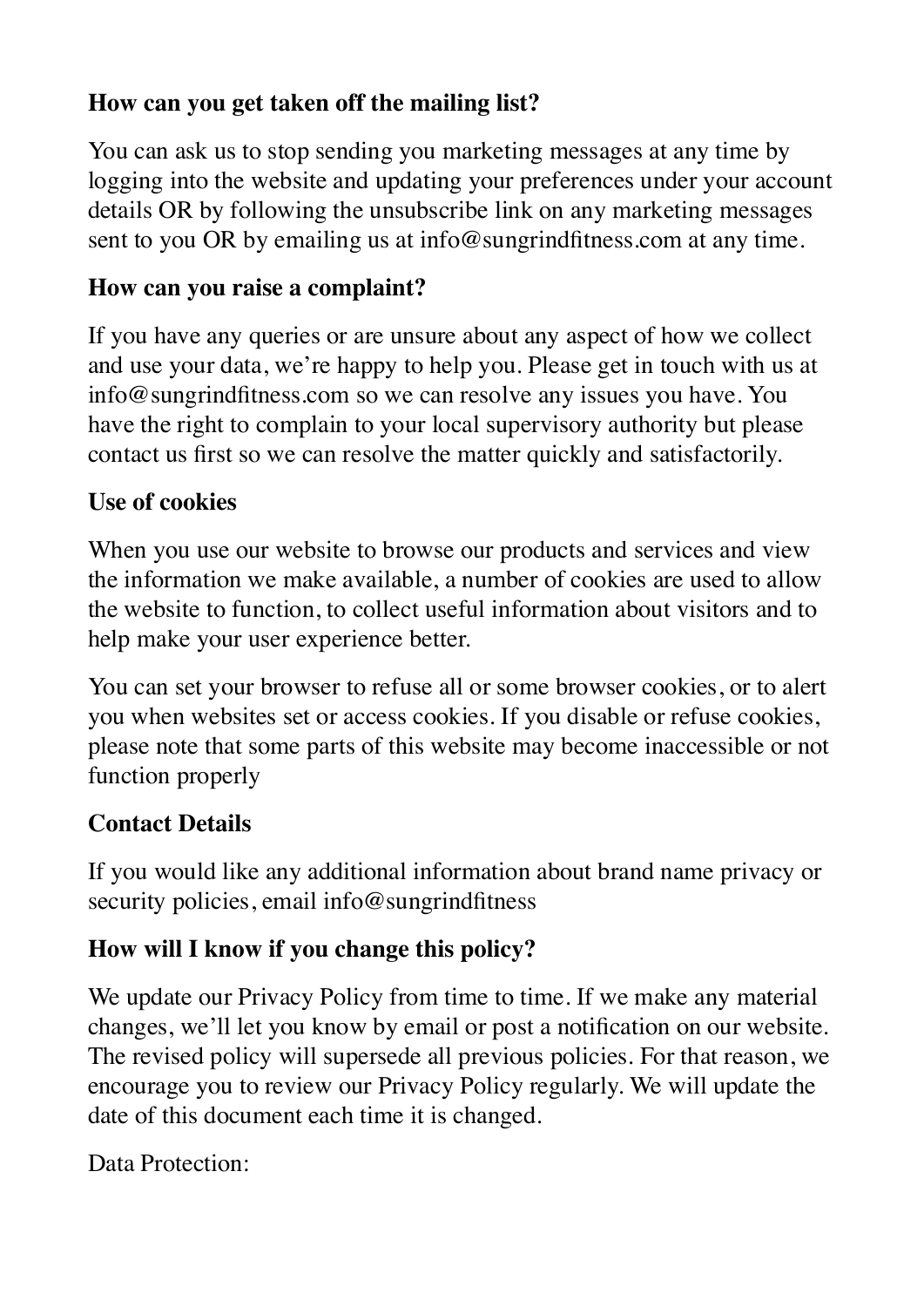**How can you get taken off the mailing list?**

You can ask us to stop sending you marketing messages at any time by logging into the website and updating your preferences under your account details OR by following the unsubscribe link on any marketing messages sent to you OR by emailing us at info@sungrindfitness.com at any time.

**How can you raise a complaint?**

If you have any queries or are unsure about any aspect of how we collect and use your data, we're happy to help you. Please get in touch with us at info@sungrindfitness.com so we can resolve any issues you have. You have the right to complain to your local supervisory authority but please contact us first so we can resolve the matter quickly and satisfactorily.

**Use of cookies**

When you use our website to browse our products and services and view the information we make available, a number of cookies are used to allow the website to function, to collect useful information about visitors and to help make your user experience better.

You can set your browser to refuse all or some browser cookies, or to alert you when websites set or access cookies. If you disable or refuse cookies, please note that some parts of this website may become inaccessible or not function properly

**Contact Details**

If you would like any additional information about brand name privacy or security policies, email info@sungrindfitness

**How will I know if you change this policy?**

We update our Privacy Policy from time to time. If we make any material changes, we'll let you know by email or post a notification on our website. The revised policy will supersede all previous policies. For that reason, we encourage you to review our Privacy Policy regularly. We will update the date of this document each time it is changed.

Data Protection: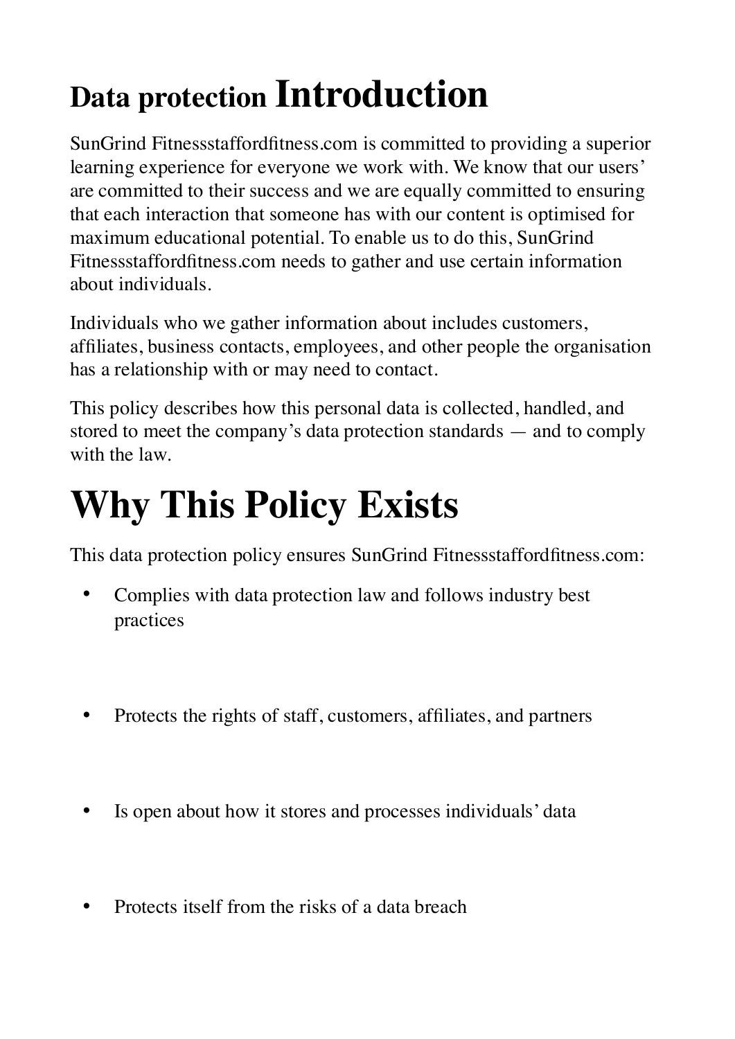# Data protection Introduction

SunGrind Fitnessstaffordfitness.com is committed to providing a superior learning experience for everyone we work with. We know that our users' are committed to their success and we are equally committed to ensuring that each interaction that someone has with our content is optimised for maximum educational potential. To enable us to do this, SunGrind Fitnessstaffordfitness.com needs to gather and use certain information about individuals.

Individuals who we gather information about includes customers, affiliates, business contacts, employees, and other people the organisation has a relationship with or may need to contact.

This policy describes how this personal data is collected, handled, and stored to meet the company's data protection standards — and to comply with the law.

# Why This Policy Exists

This data protection policy ensures SunGrind Fitnessstaffordfitness.com:

- Complies with data protection law and follows industry best practices
- Protects the rights of staff, customers, affiliates, and partners
- Is open about how it stores and processes individuals' data
- Protects itself from the risks of a data breach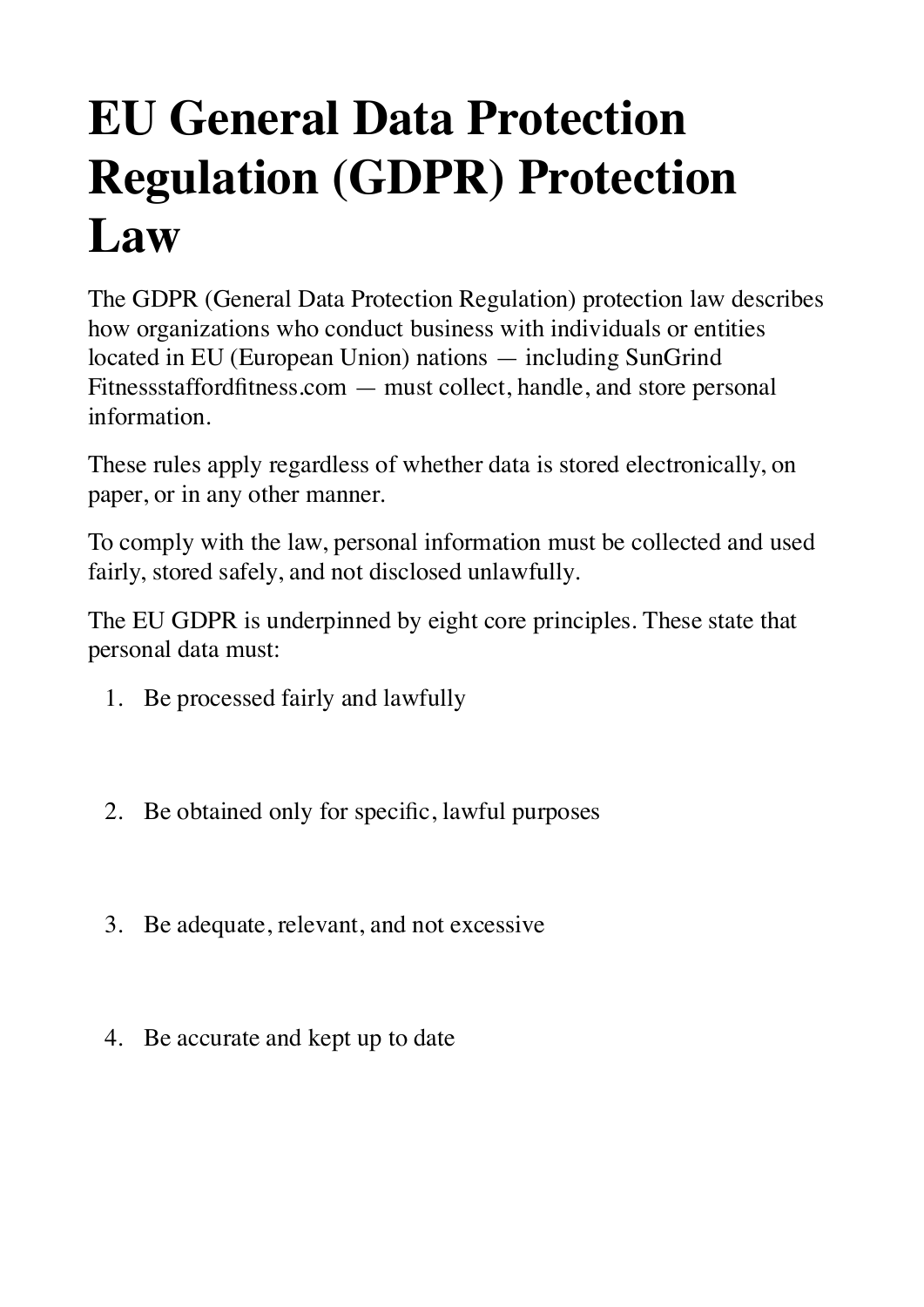# EU General Data Protection Regulation (GDPR) Protection Law

The GDPR (General Data Protection Regulation) protection law describes how organizations who conduct business with individuals or entities located in EU (European Union) nations — including SunGrind Fitnessstaffordfitness.com — must collect, handle, and store personal information.

These rules apply regardless of whether data is stored electronically, on paper, or in any other manner.

To comply with the law, personal information must be collected and used fairly, stored safely, and not disclosed unlawfully.

The EU GDPR is underpinned by eight core principles. These state that personal data must:

1. Be processed fairly and lawfully

2. Be obtained only for specific, lawful purposes

3. Be adequate, relevant, and not excessive

4. Be accurate and kept up to date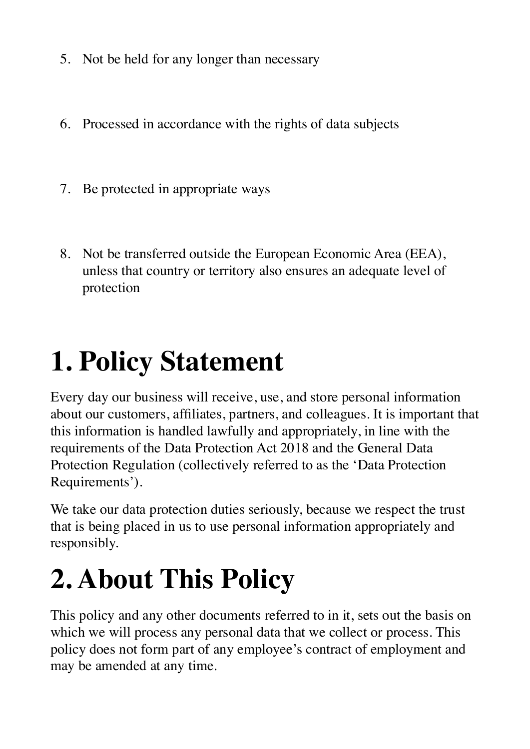5. Not be held for any longer than necessary
6. Processed in accordance with the rights of data subjects
7. Be protected in appropriate ways
8. Not be transferred outside the European Economic Area (EEA), unless that country or territory also ensures an adequate level of protection

# 1. Policy Statement

Every day our business will receive, use, and store personal information about our customers, affiliates, partners, and colleagues. It is important that this information is handled lawfully and appropriately, in line with the requirements of the Data Protection Act 2018 and the General Data Protection Regulation (collectively referred to as the 'Data Protection Requirements').

We take our data protection duties seriously, because we respect the trust that is being placed in us to use personal information appropriately and responsibly.

# 2. About This Policy

This policy and any other documents referred to in it, sets out the basis on which we will process any personal data that we collect or process. This policy does not form part of any employee's contract of employment and may be amended at any time.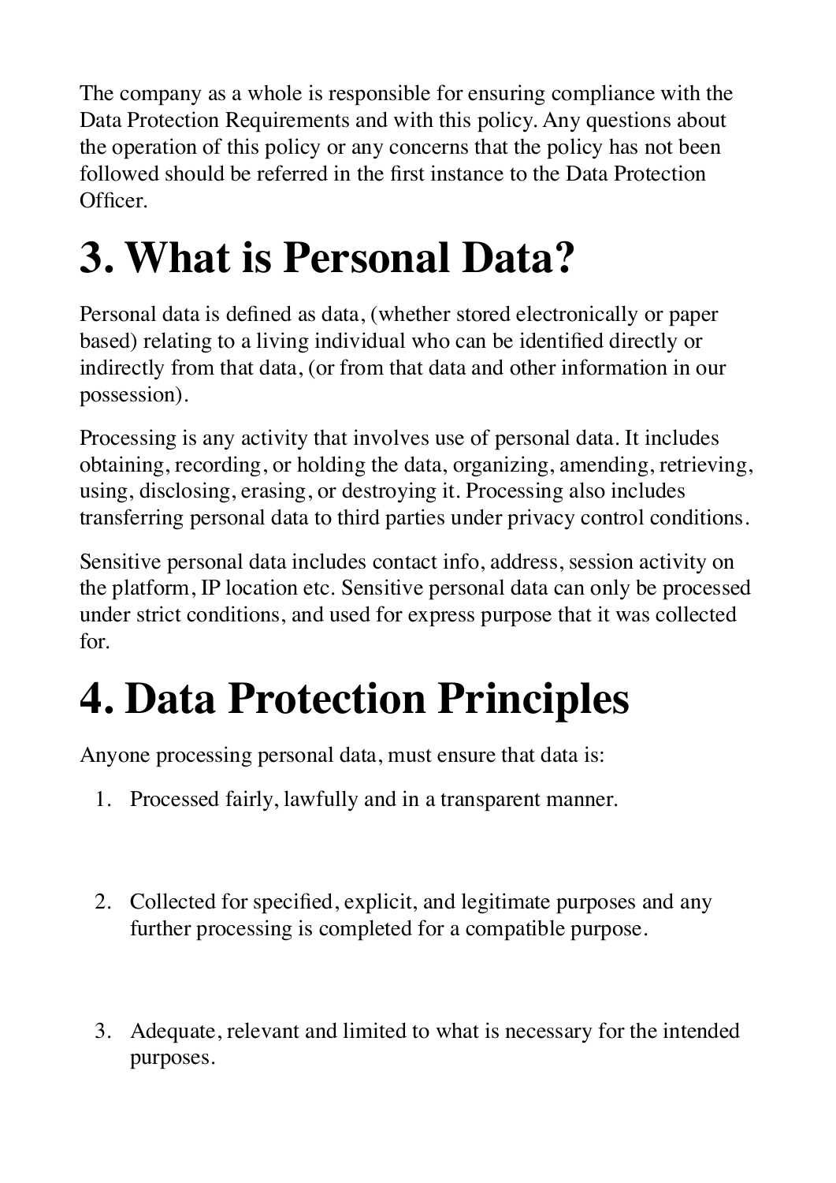The company as a whole is responsible for ensuring compliance with the Data Protection Requirements and with this policy. Any questions about the operation of this policy or any concerns that the policy has not been followed should be referred in the first instance to the Data Protection Officer.

# 3. What is Personal Data?

Personal data is defined as data, (whether stored electronically or paper based) relating to a living individual who can be identified directly or indirectly from that data, (or from that data and other information in our possession).

Processing is any activity that involves use of personal data. It includes obtaining, recording, or holding the data, organizing, amending, retrieving, using, disclosing, erasing, or destroying it. Processing also includes transferring personal data to third parties under privacy control conditions.

Sensitive personal data includes contact info, address, session activity on the platform, IP location etc. Sensitive personal data can only be processed under strict conditions, and used for express purpose that it was collected for.

# 4. Data Protection Principles

Anyone processing personal data, must ensure that data is:

1. Processed fairly, lawfully and in a transparent manner.

2. Collected for specified, explicit, and legitimate purposes and any further processing is completed for a compatible purpose.

3. Adequate, relevant and limited to what is necessary for the intended purposes.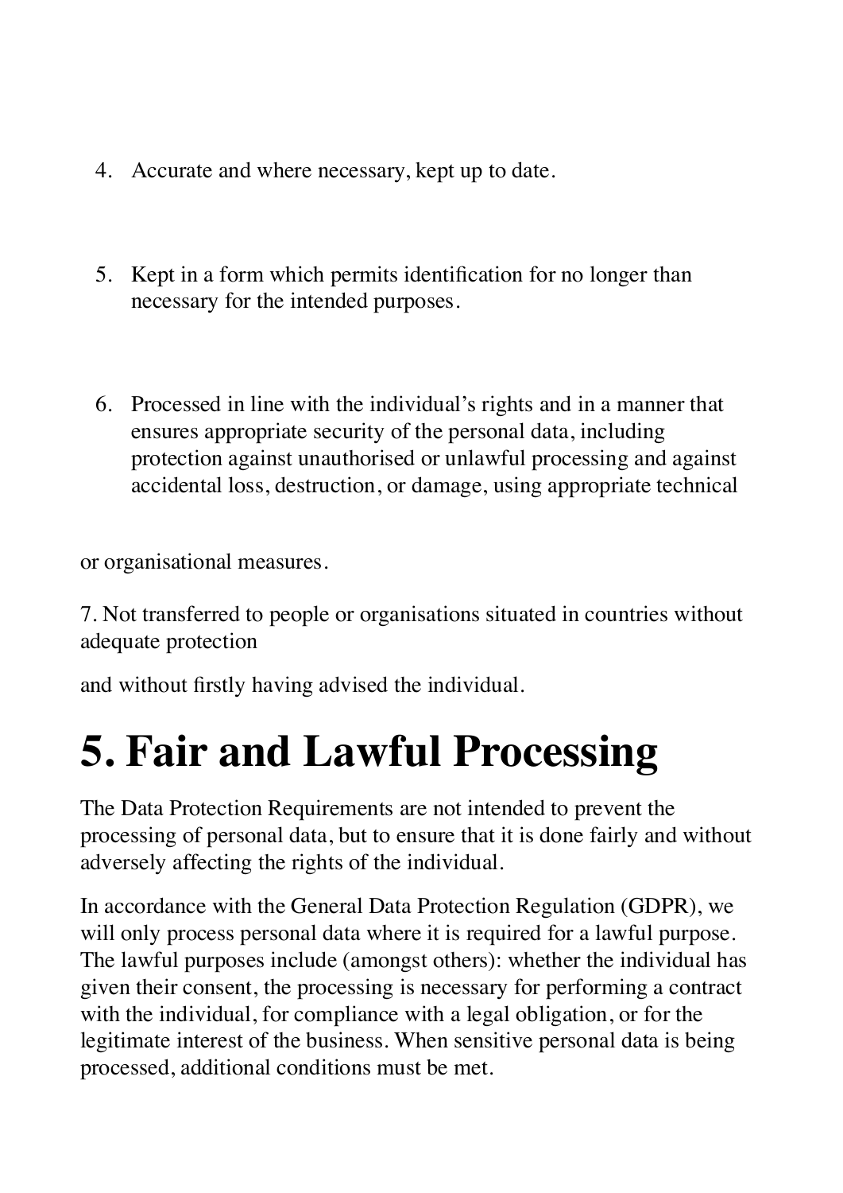4. Accurate and where necessary, kept up to date.

5. Kept in a form which permits identification for no longer than necessary for the intended purposes.

6. Processed in line with the individual's rights and in a manner that ensures appropriate security of the personal data, including protection against unauthorised or unlawful processing and against accidental loss, destruction, or damage, using appropriate technical

or organisational measures.

7. Not transferred to people or organisations situated in countries without adequate protection

and without firstly having advised the individual.

# 5. Fair and Lawful Processing

The Data Protection Requirements are not intended to prevent the processing of personal data, but to ensure that it is done fairly and without adversely affecting the rights of the individual.

In accordance with the General Data Protection Regulation (GDPR), we will only process personal data where it is required for a lawful purpose. The lawful purposes include (amongst others): whether the individual has given their consent, the processing is necessary for performing a contract with the individual, for compliance with a legal obligation, or for the legitimate interest of the business. When sensitive personal data is being processed, additional conditions must be met.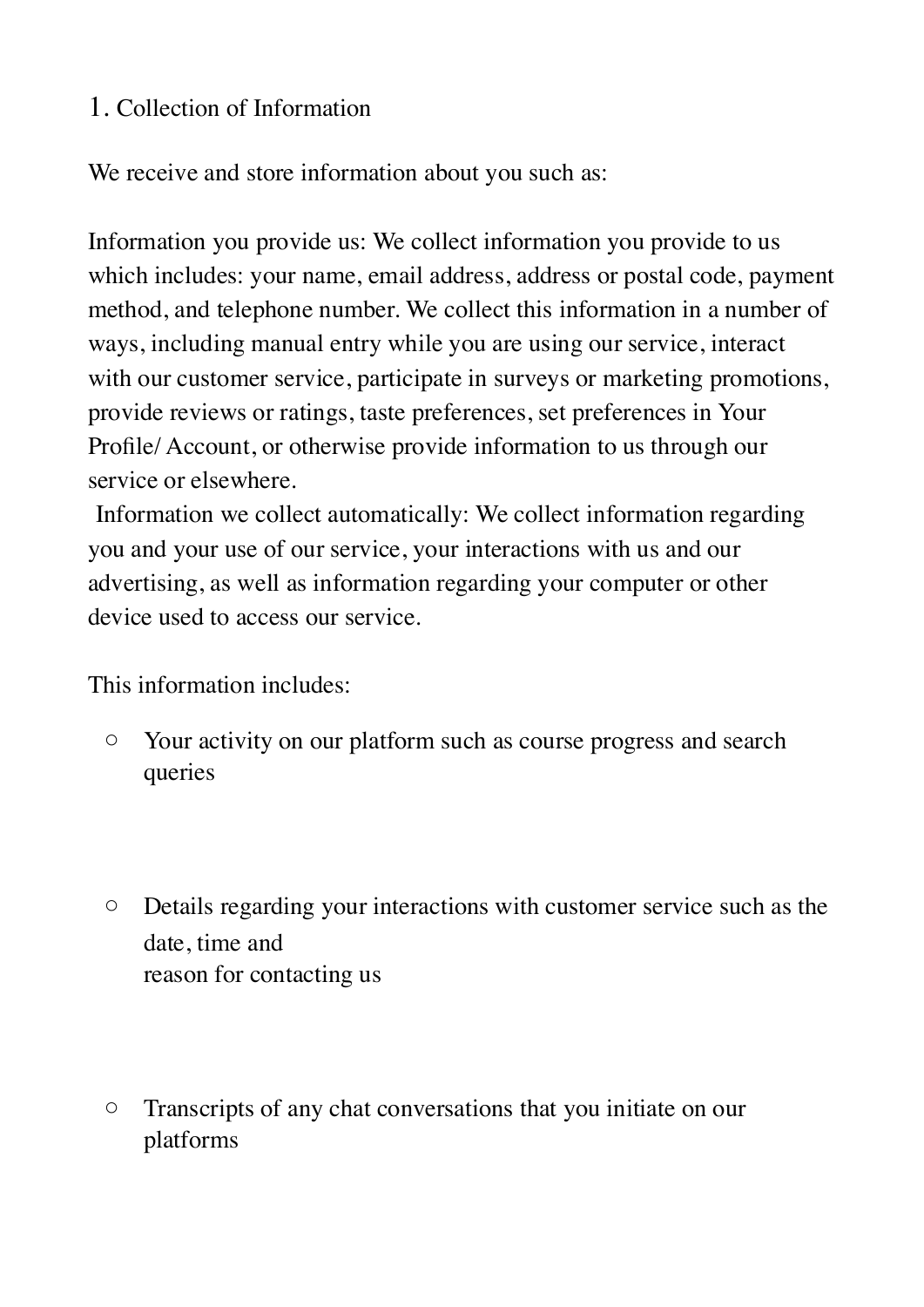## 1. Collection of Information

We receive and store information about you such as:

Information you provide us: We collect information you provide to us which includes: your name, email address, address or postal code, payment method, and telephone number. We collect this information in a number of ways, including manual entry while you are using our service, interact with our customer service, participate in surveys or marketing promotions, provide reviews or ratings, taste preferences, set preferences in Your Profile/ Account, or otherwise provide information to us through our service or elsewhere.

Information we collect automatically: We collect information regarding you and your use of our service, your interactions with us and our advertising, as well as information regarding your computer or other device used to access our service.

This information includes:

- Your activity on our platform such as course progress and search queries

- Details regarding your interactions with customer service such as the date, time and reason for contacting us

- Transcripts of any chat conversations that you initiate on our platforms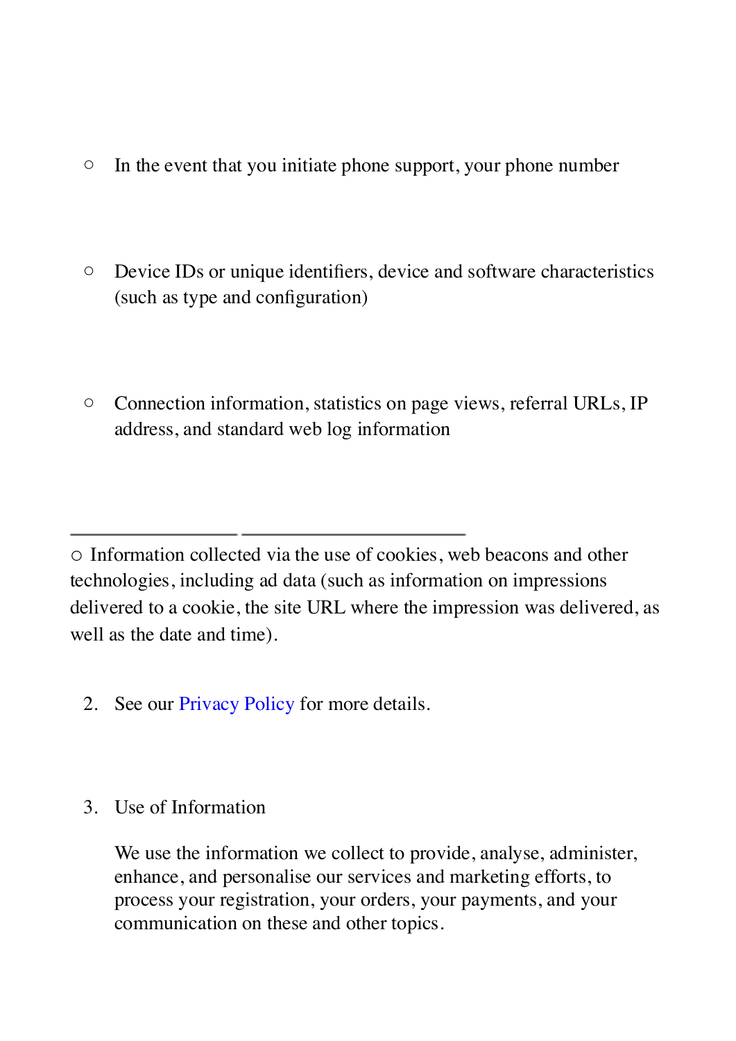- In the event that you initiate phone support, your phone number

- Device IDs or unique identifiers, device and software characteristics (such as type and configuration)

- Connection information, statistics on page views, referral URLs, IP address, and standard web log information

---

○ Information collected via the use of cookies, web beacons and other technologies, including ad data (such as information on impressions delivered to a cookie, the site URL where the impression was delivered, as well as the date and time).

2. See our Privacy Policy for more details.

3. Use of Information

   We use the information we collect to provide, analyse, administer, enhance, and personalise our services and marketing efforts, to process your registration, your orders, your payments, and your communication on these and other topics.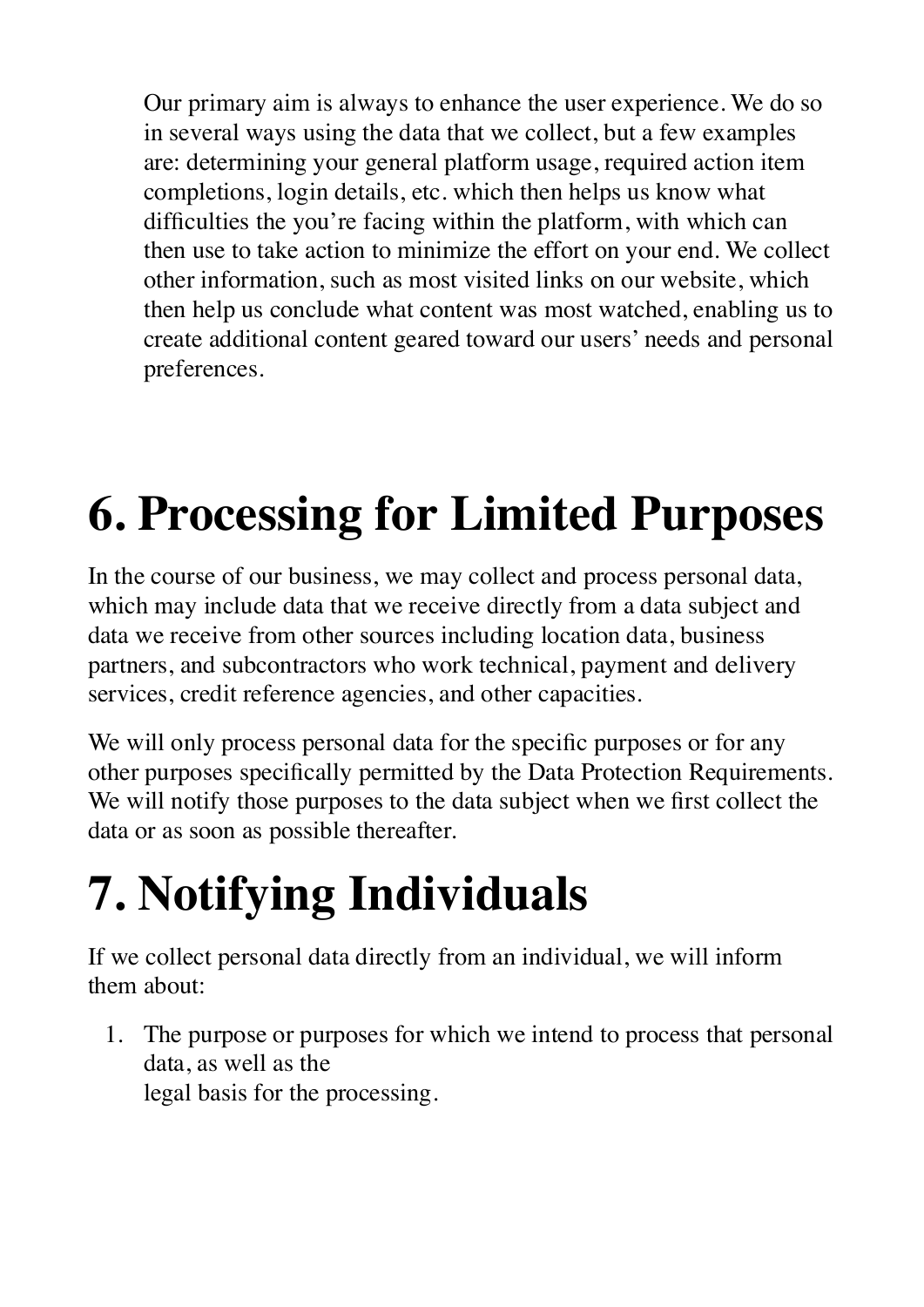Our primary aim is always to enhance the user experience. We do so in several ways using the data that we collect, but a few examples are: determining your general platform usage, required action item completions, login details, etc. which then helps us know what difficulties the you're facing within the platform, with which can then use to take action to minimize the effort on your end. We collect other information, such as most visited links on our website, which then help us conclude what content was most watched, enabling us to create additional content geared toward our users' needs and personal preferences.

# 6. Processing for Limited Purposes

In the course of our business, we may collect and process personal data, which may include data that we receive directly from a data subject and data we receive from other sources including location data, business partners, and subcontractors who work technical, payment and delivery services, credit reference agencies, and other capacities.

We will only process personal data for the specific purposes or for any other purposes specifically permitted by the Data Protection Requirements. We will notify those purposes to the data subject when we first collect the data or as soon as possible thereafter.

# 7. Notifying Individuals

If we collect personal data directly from an individual, we will inform them about:

1. The purpose or purposes for which we intend to process that personal data, as well as the legal basis for the processing.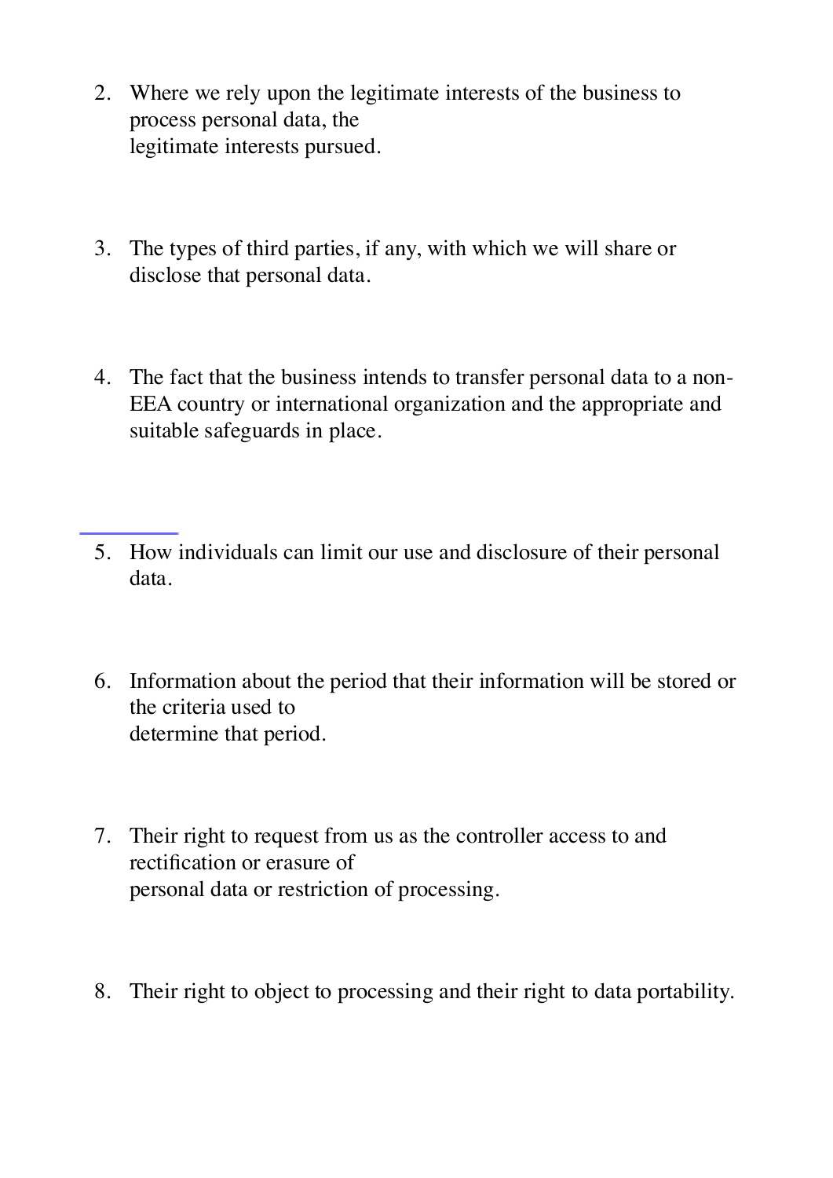2. Where we rely upon the legitimate interests of the business to process personal data, the legitimate interests pursued.

3. The types of third parties, if any, with which we will share or disclose that personal data.

4. The fact that the business intends to transfer personal data to a non-EEA country or international organization and the appropriate and suitable safeguards in place.

5. How individuals can limit our use and disclosure of their personal data.

6. Information about the period that their information will be stored or the criteria used to determine that period.

7. Their right to request from us as the controller access to and rectification or erasure of personal data or restriction of processing.

8. Their right to object to processing and their right to data portability.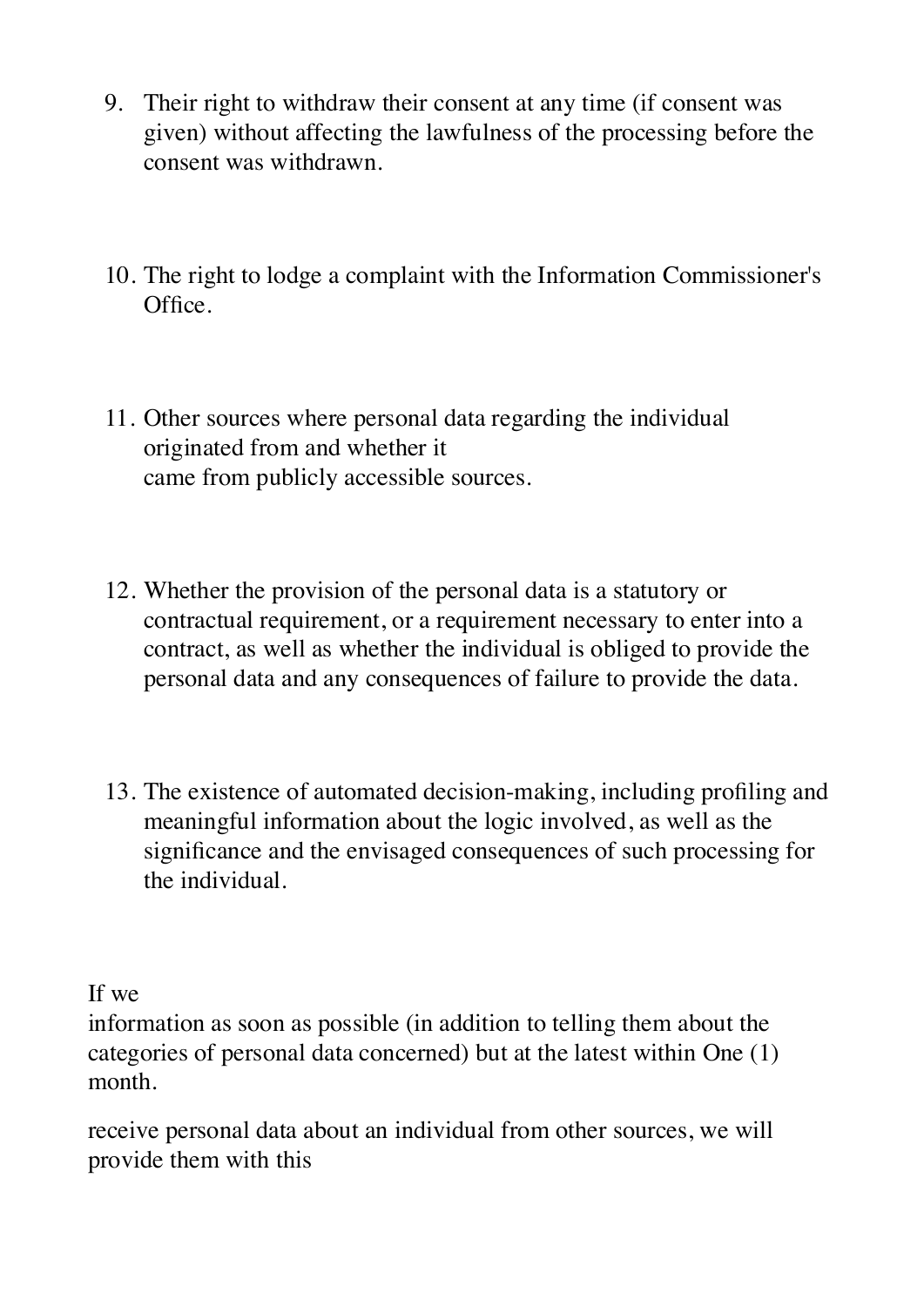9. Their right to withdraw their consent at any time (if consent was given) without affecting the lawfulness of the processing before the consent was withdrawn.

10. The right to lodge a complaint with the Information Commissioner's Office.

11. Other sources where personal data regarding the individual originated from and whether it came from publicly accessible sources.

12. Whether the provision of the personal data is a statutory or contractual requirement, or a requirement necessary to enter into a contract, as well as whether the individual is obliged to provide the personal data and any consequences of failure to provide the data.

13. The existence of automated decision-making, including profiling and meaningful information about the logic involved, as well as the significance and the envisaged consequences of such processing for the individual.

If we
information as soon as possible (in addition to telling them about the categories of personal data concerned) but at the latest within One (1) month.

receive personal data about an individual from other sources, we will provide them with this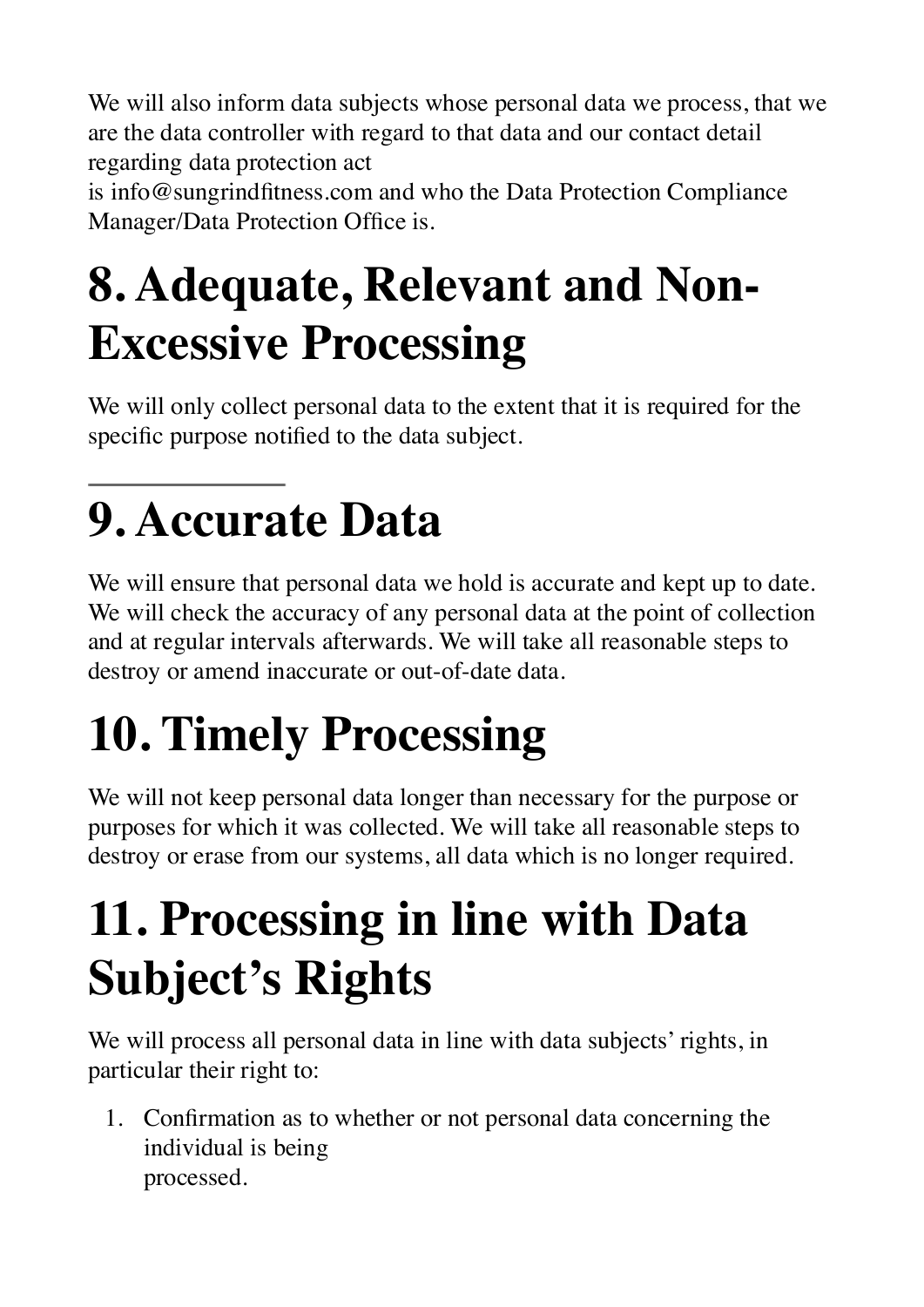We will also inform data subjects whose personal data we process, that we are the data controller with regard to that data and our contact detail regarding data protection act
is info@sungrindfitness.com and who the Data Protection Compliance Manager/Data Protection Office is.

# 8. Adequate, Relevant and Non-Excessive Processing

We will only collect personal data to the extent that it is required for the specific purpose notified to the data subject.

---

# 9. Accurate Data

We will ensure that personal data we hold is accurate and kept up to date. We will check the accuracy of any personal data at the point of collection and at regular intervals afterwards. We will take all reasonable steps to destroy or amend inaccurate or out-of-date data.

# 10. Timely Processing

We will not keep personal data longer than necessary for the purpose or purposes for which it was collected. We will take all reasonable steps to destroy or erase from our systems, all data which is no longer required.

# 11. Processing in line with Data Subject's Rights

We will process all personal data in line with data subjects' rights, in particular their right to:

1. Confirmation as to whether or not personal data concerning the individual is being
   processed.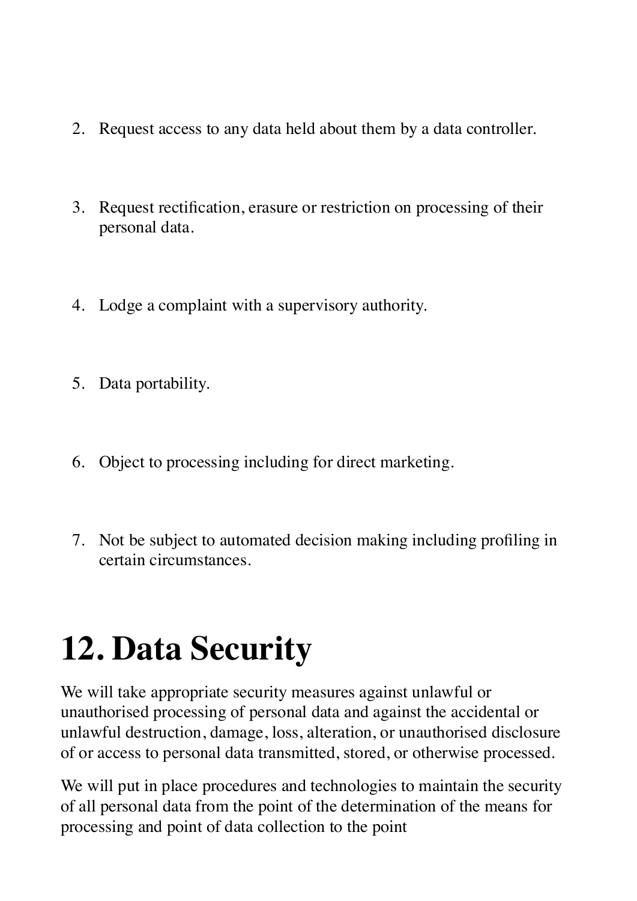2. Request access to any data held about them by a data controller.
3. Request rectification, erasure or restriction on processing of their personal data.
4. Lodge a complaint with a supervisory authority.
5. Data portability.
6. Object to processing including for direct marketing.
7. Not be subject to automated decision making including profiling in certain circumstances.

# 12. Data Security

We will take appropriate security measures against unlawful or unauthorised processing of personal data and against the accidental or unlawful destruction, damage, loss, alteration, or unauthorised disclosure of or access to personal data transmitted, stored, or otherwise processed.

We will put in place procedures and technologies to maintain the security of all personal data from the point of the determination of the means for processing and point of data collection to the point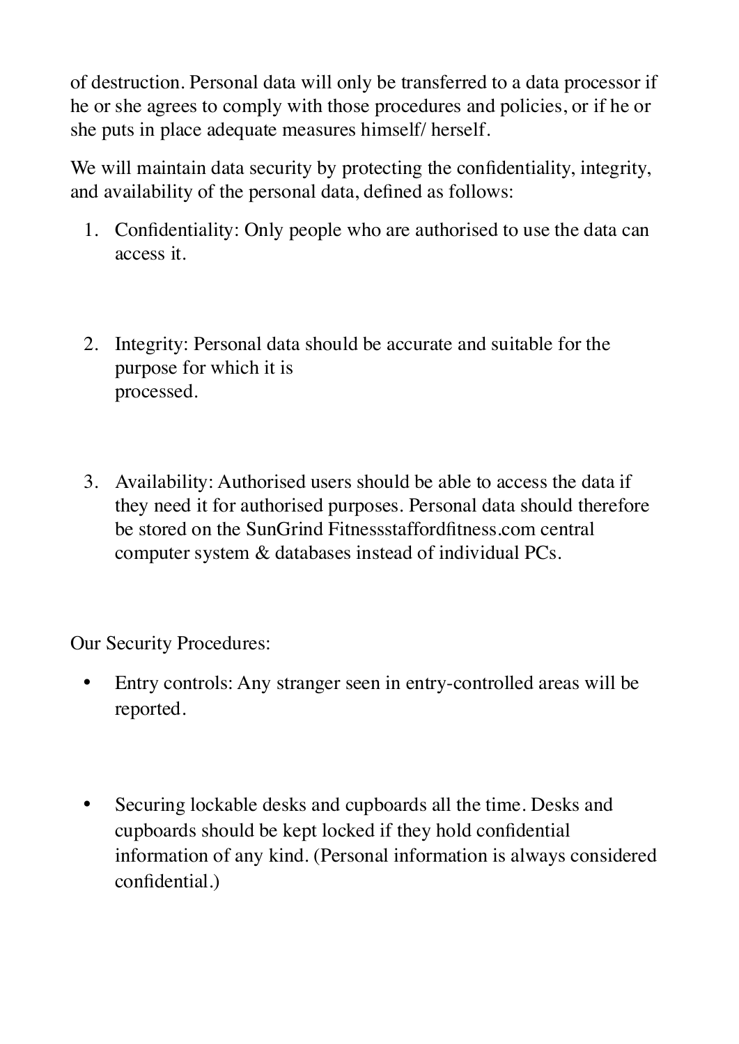of destruction. Personal data will only be transferred to a data processor if he or she agrees to comply with those procedures and policies, or if he or she puts in place adequate measures himself/ herself.

We will maintain data security by protecting the confidentiality, integrity, and availability of the personal data, defined as follows:

1. Confidentiality: Only people who are authorised to use the data can access it.

2. Integrity: Personal data should be accurate and suitable for the purpose for which it is processed.

3. Availability: Authorised users should be able to access the data if they need it for authorised purposes. Personal data should therefore be stored on the SunGrind Fitnessstaffordfitness.com central computer system & databases instead of individual PCs.

Our Security Procedures:

- Entry controls: Any stranger seen in entry-controlled areas will be reported.

- Securing lockable desks and cupboards all the time. Desks and cupboards should be kept locked if they hold confidential information of any kind. (Personal information is always considered confidential.)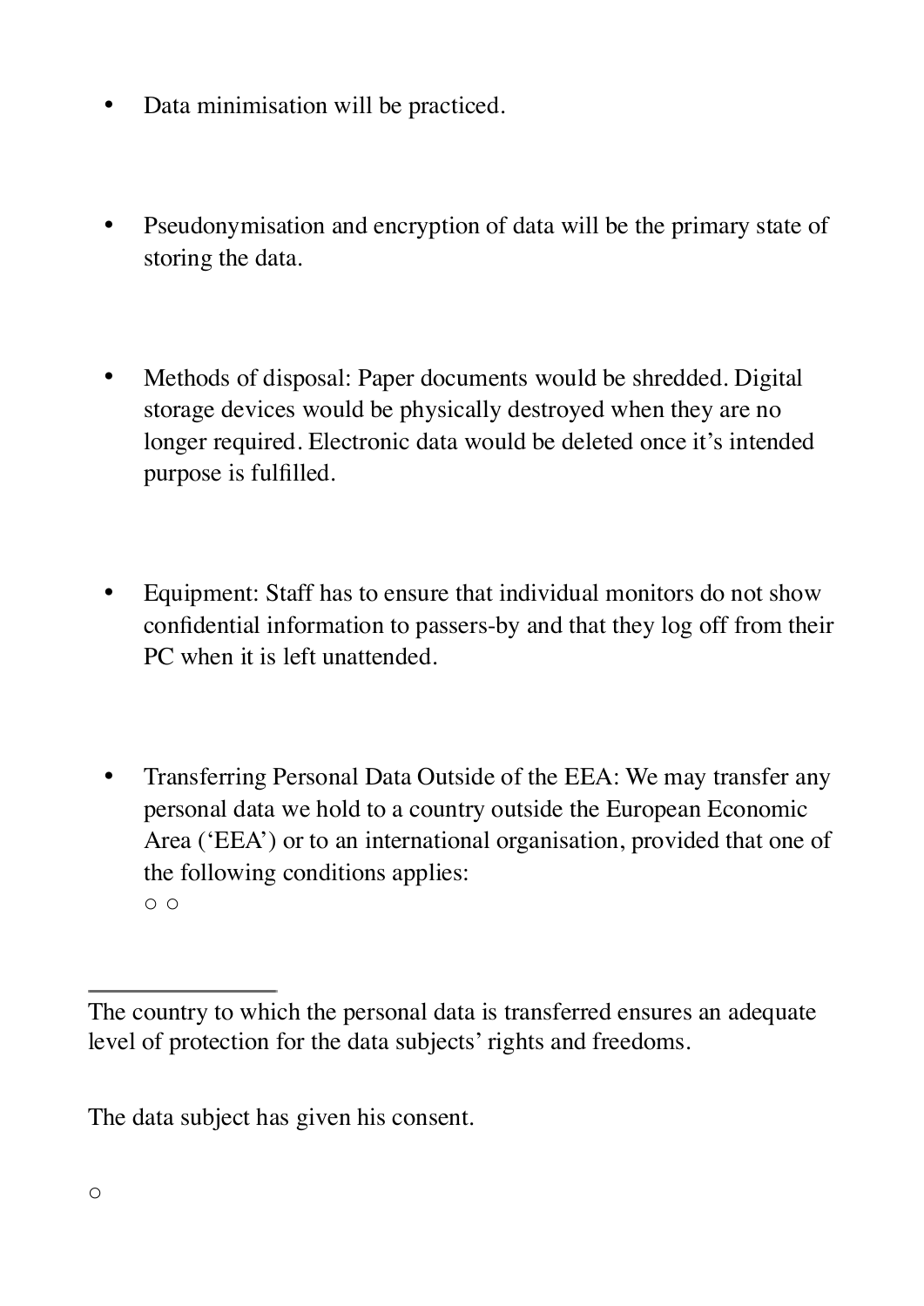- Data minimisation will be practiced.

- Pseudonymisation and encryption of data will be the primary state of storing the data.

- Methods of disposal: Paper documents would be shredded. Digital storage devices would be physically destroyed when they are no longer required. Electronic data would be deleted once it's intended purpose is fulfilled.

- Equipment: Staff has to ensure that individual monitors do not show confidential information to passers-by and that they log off from their PC when it is left unattended.

- Transferring Personal Data Outside of the EEA: We may transfer any personal data we hold to a country outside the European Economic Area ('EEA') or to an international organisation, provided that one of the following conditions applies:
  ○ ○

---

The country to which the personal data is transferred ensures an adequate level of protection for the data subjects' rights and freedoms.

The data subject has given his consent.

○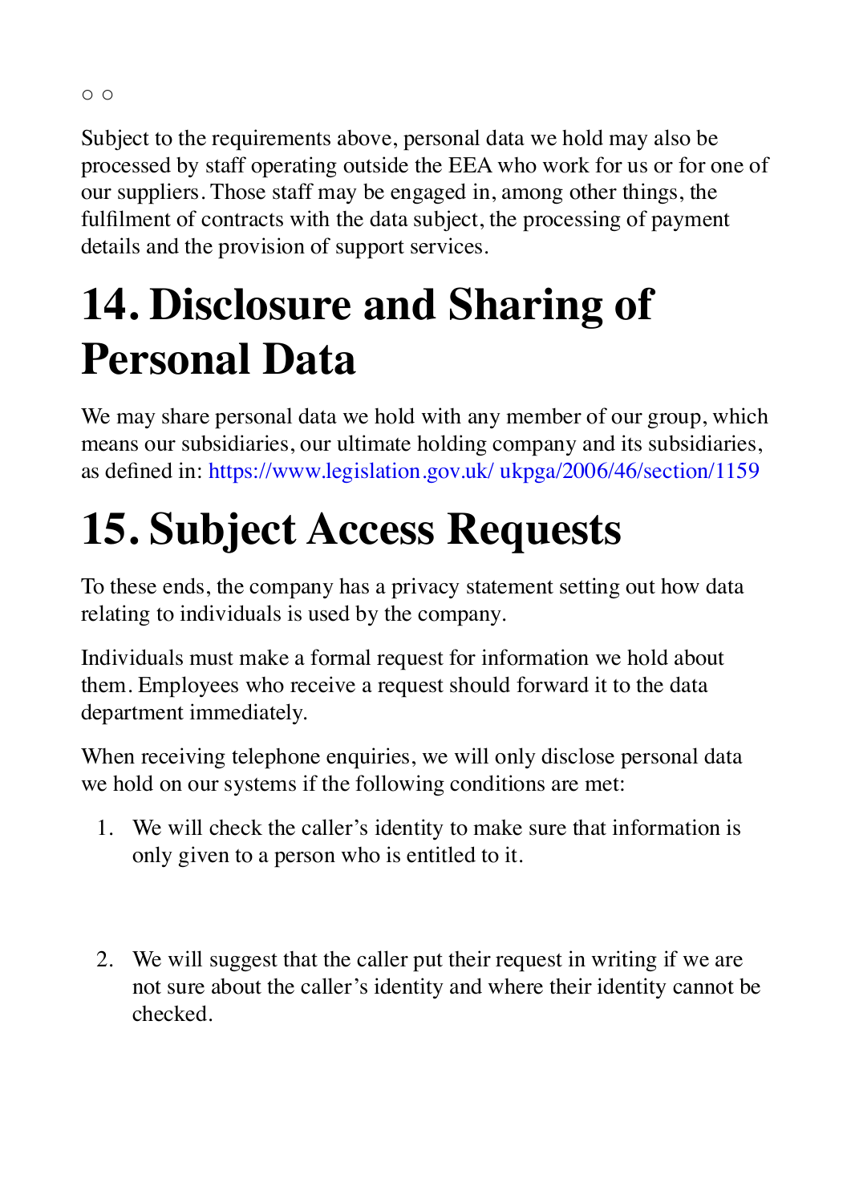○ ○

Subject to the requirements above, personal data we hold may also be processed by staff operating outside the EEA who work for us or for one of our suppliers. Those staff may be engaged in, among other things, the fulfilment of contracts with the data subject, the processing of payment details and the provision of support services.

# 14. Disclosure and Sharing of Personal Data

We may share personal data we hold with any member of our group, which means our subsidiaries, our ultimate holding company and its subsidiaries, as defined in: https://www.legislation.gov.uk/ ukpga/2006/46/section/1159

# 15. Subject Access Requests

To these ends, the company has a privacy statement setting out how data relating to individuals is used by the company.

Individuals must make a formal request for information we hold about them. Employees who receive a request should forward it to the data department immediately.

When receiving telephone enquiries, we will only disclose personal data we hold on our systems if the following conditions are met:

1. We will check the caller's identity to make sure that information is only given to a person who is entitled to it.

2. We will suggest that the caller put their request in writing if we are not sure about the caller's identity and where their identity cannot be checked.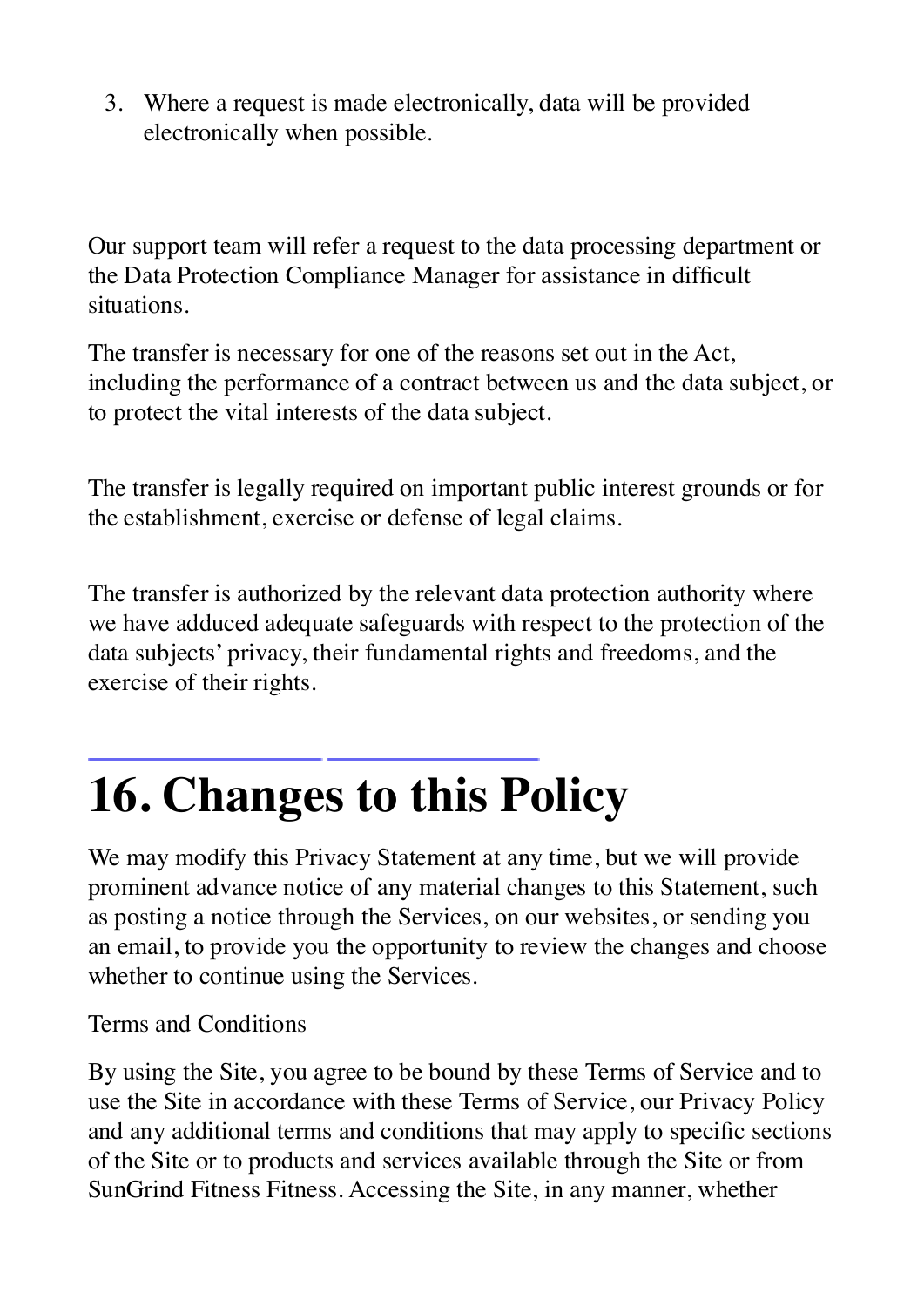3. Where a request is made electronically, data will be provided electronically when possible.

Our support team will refer a request to the data processing department or the Data Protection Compliance Manager for assistance in difficult situations.

The transfer is necessary for one of the reasons set out in the Act, including the performance of a contract between us and the data subject, or to protect the vital interests of the data subject.

The transfer is legally required on important public interest grounds or for the establishment, exercise or defense of legal claims.

The transfer is authorized by the relevant data protection authority where we have adduced adequate safeguards with respect to the protection of the data subjects' privacy, their fundamental rights and freedoms, and the exercise of their rights.

# 16. Changes to this Policy

We may modify this Privacy Statement at any time, but we will provide prominent advance notice of any material changes to this Statement, such as posting a notice through the Services, on our websites, or sending you an email, to provide you the opportunity to review the changes and choose whether to continue using the Services.

Terms and Conditions

By using the Site, you agree to be bound by these Terms of Service and to use the Site in accordance with these Terms of Service, our Privacy Policy and any additional terms and conditions that may apply to specific sections of the Site or to products and services available through the Site or from SunGrind Fitness Fitness. Accessing the Site, in any manner, whether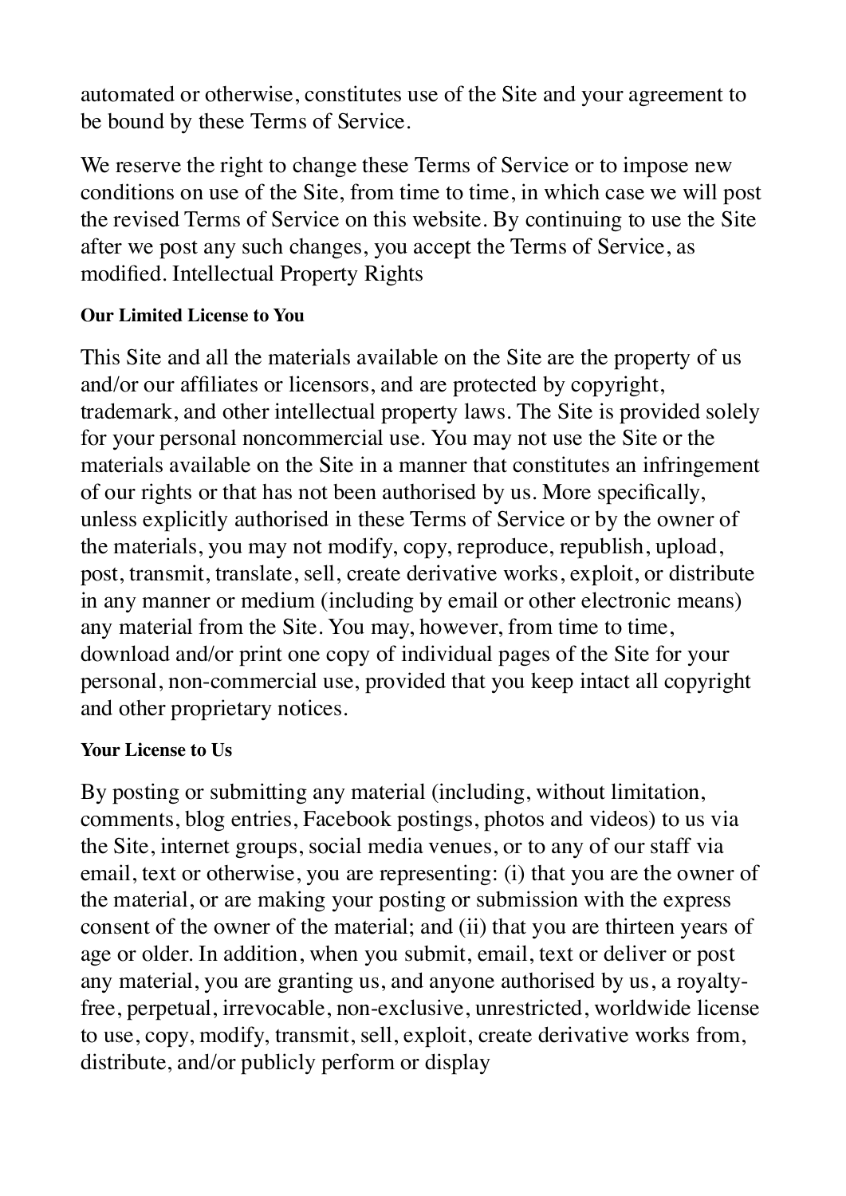automated or otherwise, constitutes use of the Site and your agreement to be bound by these Terms of Service.

We reserve the right to change these Terms of Service or to impose new conditions on use of the Site, from time to time, in which case we will post the revised Terms of Service on this website. By continuing to use the Site after we post any such changes, you accept the Terms of Service, as modified. Intellectual Property Rights

#### Our Limited License to You

This Site and all the materials available on the Site are the property of us and/or our affiliates or licensors, and are protected by copyright, trademark, and other intellectual property laws. The Site is provided solely for your personal noncommercial use. You may not use the Site or the materials available on the Site in a manner that constitutes an infringement of our rights or that has not been authorised by us. More specifically, unless explicitly authorised in these Terms of Service or by the owner of the materials, you may not modify, copy, reproduce, republish, upload, post, transmit, translate, sell, create derivative works, exploit, or distribute in any manner or medium (including by email or other electronic means) any material from the Site. You may, however, from time to time, download and/or print one copy of individual pages of the Site for your personal, non-commercial use, provided that you keep intact all copyright and other proprietary notices.

#### Your License to Us

By posting or submitting any material (including, without limitation, comments, blog entries, Facebook postings, photos and videos) to us via the Site, internet groups, social media venues, or to any of our staff via email, text or otherwise, you are representing: (i) that you are the owner of the material, or are making your posting or submission with the express consent of the owner of the material; and (ii) that you are thirteen years of age or older. In addition, when you submit, email, text or deliver or post any material, you are granting us, and anyone authorised by us, a royalty-free, perpetual, irrevocable, non-exclusive, unrestricted, worldwide license to use, copy, modify, transmit, sell, exploit, create derivative works from, distribute, and/or publicly perform or display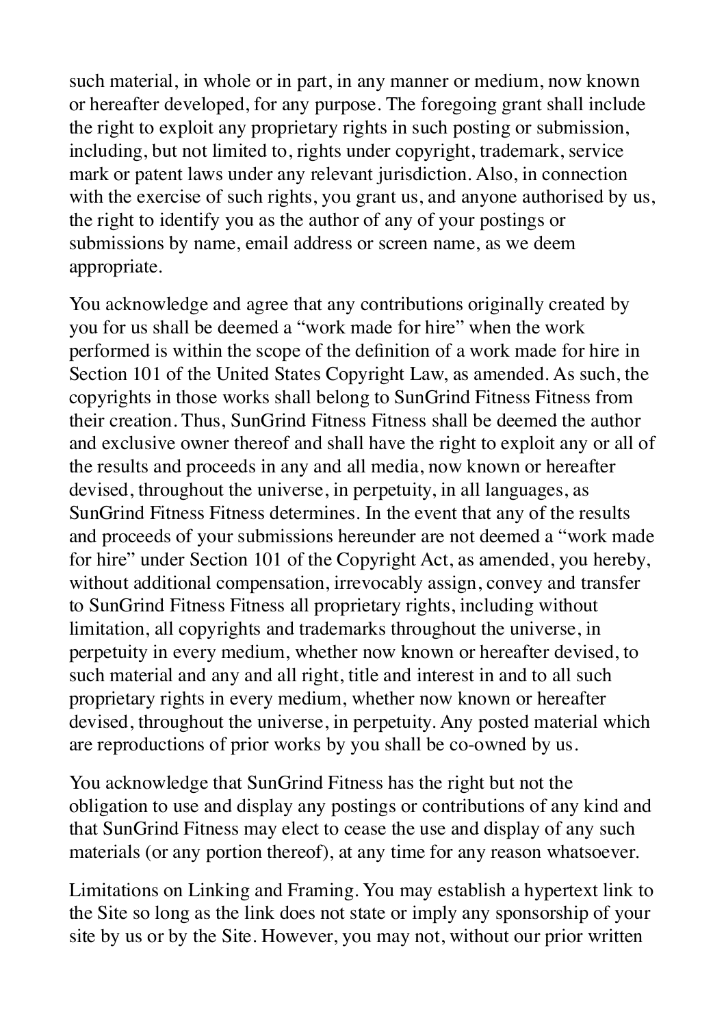such material, in whole or in part, in any manner or medium, now known or hereafter developed, for any purpose. The foregoing grant shall include the right to exploit any proprietary rights in such posting or submission, including, but not limited to, rights under copyright, trademark, service mark or patent laws under any relevant jurisdiction. Also, in connection with the exercise of such rights, you grant us, and anyone authorised by us, the right to identify you as the author of any of your postings or submissions by name, email address or screen name, as we deem appropriate.

You acknowledge and agree that any contributions originally created by you for us shall be deemed a "work made for hire" when the work performed is within the scope of the definition of a work made for hire in Section 101 of the United States Copyright Law, as amended. As such, the copyrights in those works shall belong to SunGrind Fitness Fitness from their creation. Thus, SunGrind Fitness Fitness shall be deemed the author and exclusive owner thereof and shall have the right to exploit any or all of the results and proceeds in any and all media, now known or hereafter devised, throughout the universe, in perpetuity, in all languages, as SunGrind Fitness Fitness determines. In the event that any of the results and proceeds of your submissions hereunder are not deemed a "work made for hire" under Section 101 of the Copyright Act, as amended, you hereby, without additional compensation, irrevocably assign, convey and transfer to SunGrind Fitness Fitness all proprietary rights, including without limitation, all copyrights and trademarks throughout the universe, in perpetuity in every medium, whether now known or hereafter devised, to such material and any and all right, title and interest in and to all such proprietary rights in every medium, whether now known or hereafter devised, throughout the universe, in perpetuity. Any posted material which are reproductions of prior works by you shall be co-owned by us.

You acknowledge that SunGrind Fitness has the right but not the obligation to use and display any postings or contributions of any kind and that SunGrind Fitness may elect to cease the use and display of any such materials (or any portion thereof), at any time for any reason whatsoever.

Limitations on Linking and Framing. You may establish a hypertext link to the Site so long as the link does not state or imply any sponsorship of your site by us or by the Site. However, you may not, without our prior written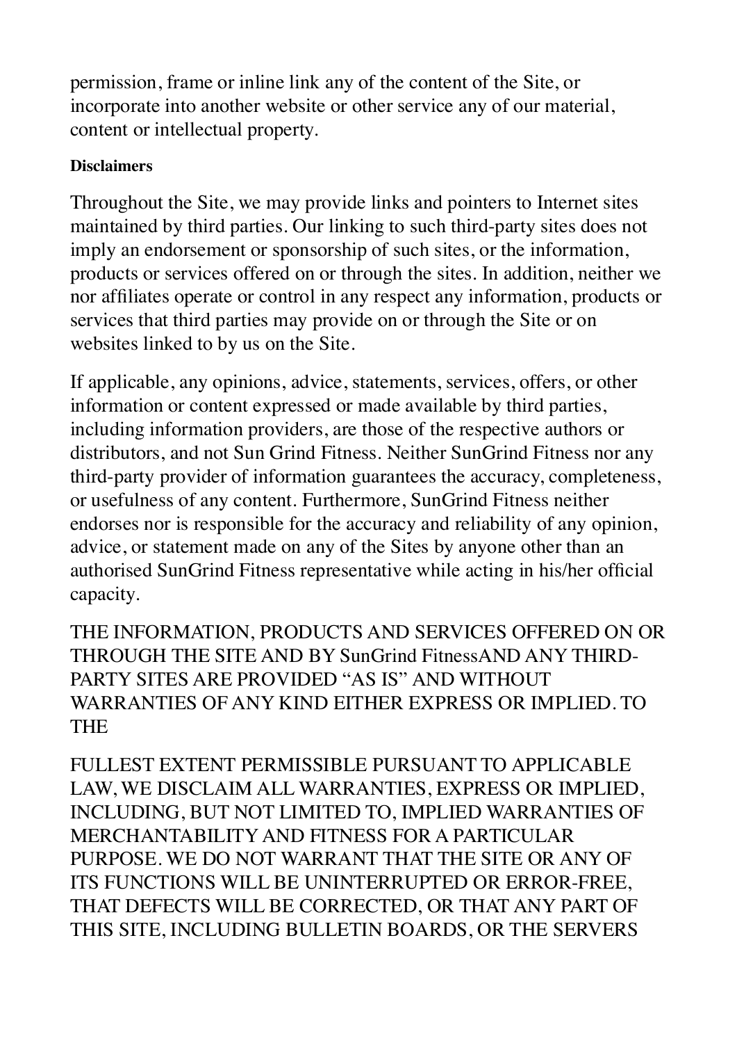permission, frame or inline link any of the content of the Site, or incorporate into another website or other service any of our material, content or intellectual property.

**Disclaimers**

Throughout the Site, we may provide links and pointers to Internet sites maintained by third parties. Our linking to such third-party sites does not imply an endorsement or sponsorship of such sites, or the information, products or services offered on or through the sites. In addition, neither we nor affiliates operate or control in any respect any information, products or services that third parties may provide on or through the Site or on websites linked to by us on the Site.

If applicable, any opinions, advice, statements, services, offers, or other information or content expressed or made available by third parties, including information providers, are those of the respective authors or distributors, and not Sun Grind Fitness. Neither SunGrind Fitness nor any third-party provider of information guarantees the accuracy, completeness, or usefulness of any content. Furthermore, SunGrind Fitness neither endorses nor is responsible for the accuracy and reliability of any opinion, advice, or statement made on any of the Sites by anyone other than an authorised SunGrind Fitness representative while acting in his/her official capacity.

THE INFORMATION, PRODUCTS AND SERVICES OFFERED ON OR THROUGH THE SITE AND BY SunGrind FitnessAND ANY THIRD-PARTY SITES ARE PROVIDED "AS IS" AND WITHOUT WARRANTIES OF ANY KIND EITHER EXPRESS OR IMPLIED. TO THE

FULLEST EXTENT PERMISSIBLE PURSUANT TO APPLICABLE LAW, WE DISCLAIM ALL WARRANTIES, EXPRESS OR IMPLIED, INCLUDING, BUT NOT LIMITED TO, IMPLIED WARRANTIES OF MERCHANTABILITY AND FITNESS FOR A PARTICULAR PURPOSE. WE DO NOT WARRANT THAT THE SITE OR ANY OF ITS FUNCTIONS WILL BE UNINTERRUPTED OR ERROR-FREE, THAT DEFECTS WILL BE CORRECTED, OR THAT ANY PART OF THIS SITE, INCLUDING BULLETIN BOARDS, OR THE SERVERS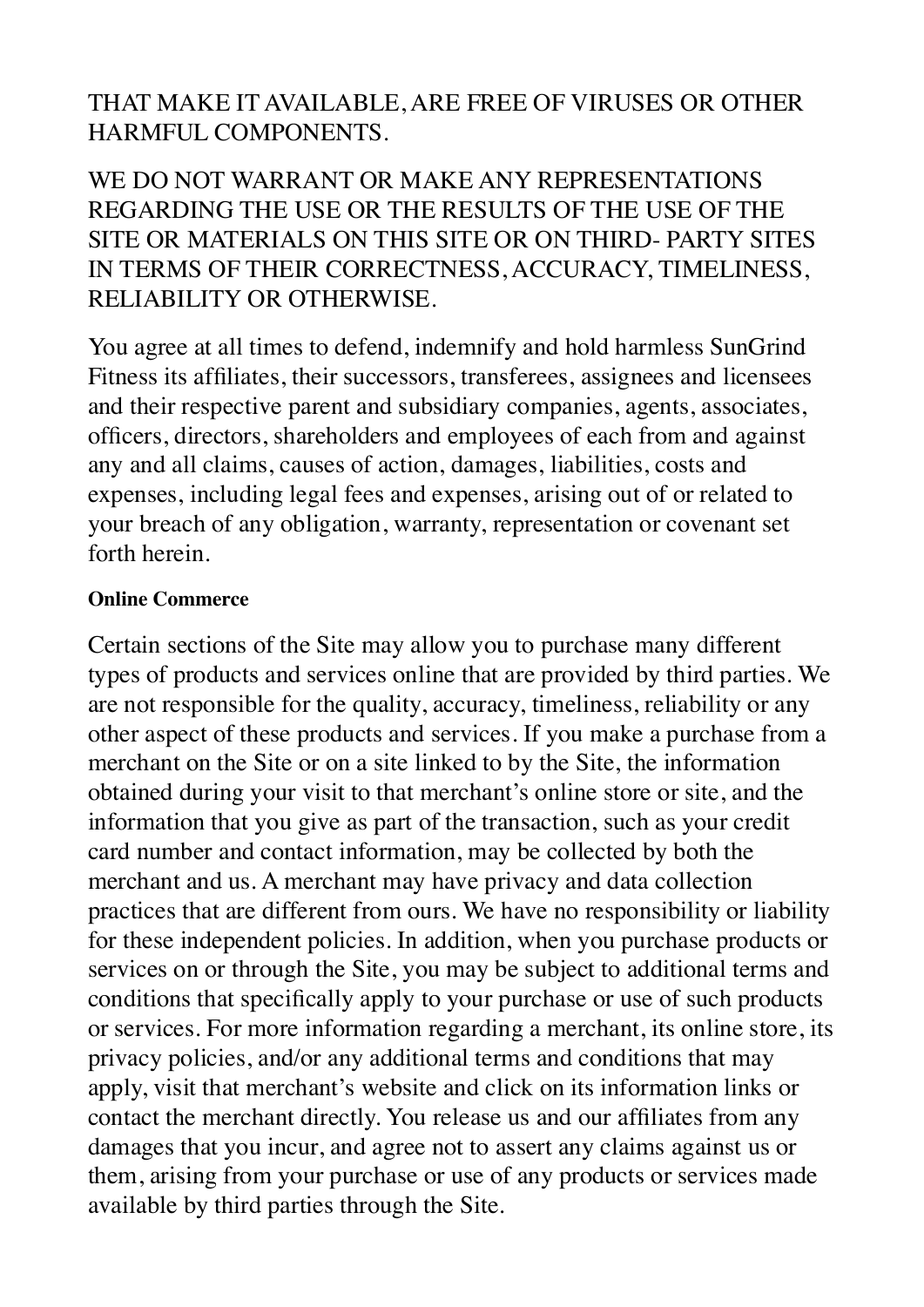THAT MAKE IT AVAILABLE, ARE FREE OF VIRUSES OR OTHER HARMFUL COMPONENTS.

WE DO NOT WARRANT OR MAKE ANY REPRESENTATIONS REGARDING THE USE OR THE RESULTS OF THE USE OF THE SITE OR MATERIALS ON THIS SITE OR ON THIRD- PARTY SITES IN TERMS OF THEIR CORRECTNESS, ACCURACY, TIMELINESS, RELIABILITY OR OTHERWISE.

You agree at all times to defend, indemnify and hold harmless SunGrind Fitness its affiliates, their successors, transferees, assignees and licensees and their respective parent and subsidiary companies, agents, associates, officers, directors, shareholders and employees of each from and against any and all claims, causes of action, damages, liabilities, costs and expenses, including legal fees and expenses, arising out of or related to your breach of any obligation, warranty, representation or covenant set forth herein.

**Online Commerce**

Certain sections of the Site may allow you to purchase many different types of products and services online that are provided by third parties. We are not responsible for the quality, accuracy, timeliness, reliability or any other aspect of these products and services. If you make a purchase from a merchant on the Site or on a site linked to by the Site, the information obtained during your visit to that merchant's online store or site, and the information that you give as part of the transaction, such as your credit card number and contact information, may be collected by both the merchant and us. A merchant may have privacy and data collection practices that are different from ours. We have no responsibility or liability for these independent policies. In addition, when you purchase products or services on or through the Site, you may be subject to additional terms and conditions that specifically apply to your purchase or use of such products or services. For more information regarding a merchant, its online store, its privacy policies, and/or any additional terms and conditions that may apply, visit that merchant's website and click on its information links or contact the merchant directly. You release us and our affiliates from any damages that you incur, and agree not to assert any claims against us or them, arising from your purchase or use of any products or services made available by third parties through the Site.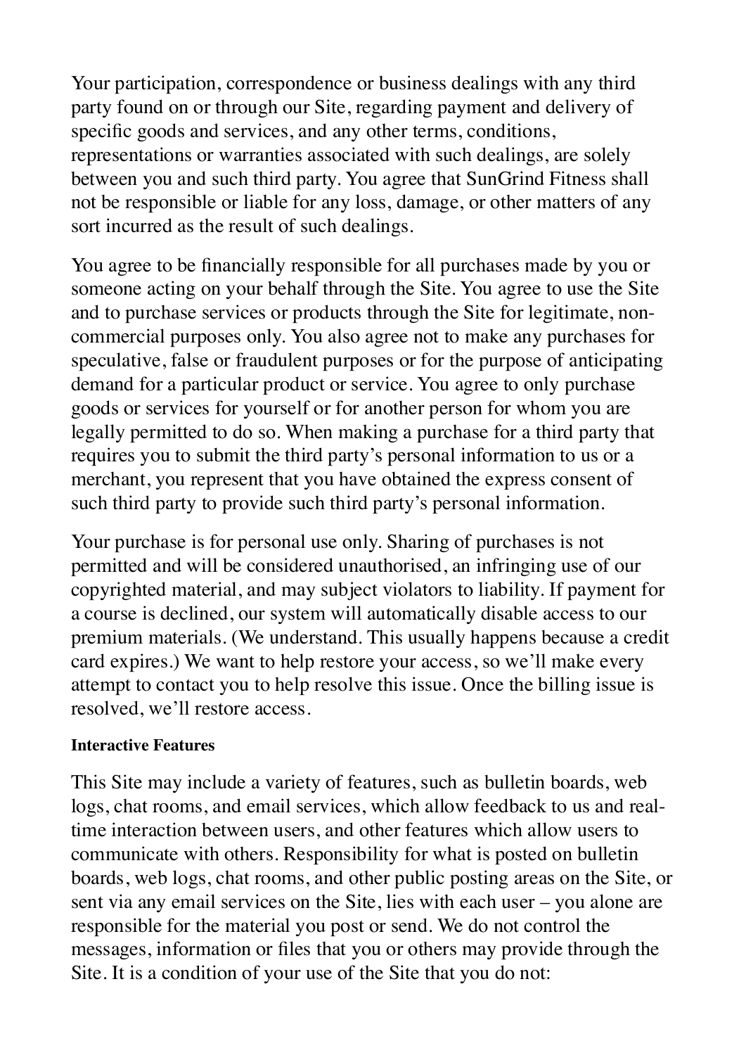Your participation, correspondence or business dealings with any third party found on or through our Site, regarding payment and delivery of specific goods and services, and any other terms, conditions, representations or warranties associated with such dealings, are solely between you and such third party. You agree that SunGrind Fitness shall not be responsible or liable for any loss, damage, or other matters of any sort incurred as the result of such dealings.

You agree to be financially responsible for all purchases made by you or someone acting on your behalf through the Site. You agree to use the Site and to purchase services or products through the Site for legitimate, non-commercial purposes only. You also agree not to make any purchases for speculative, false or fraudulent purposes or for the purpose of anticipating demand for a particular product or service. You agree to only purchase goods or services for yourself or for another person for whom you are legally permitted to do so. When making a purchase for a third party that requires you to submit the third party's personal information to us or a merchant, you represent that you have obtained the express consent of such third party to provide such third party's personal information.

Your purchase is for personal use only. Sharing of purchases is not permitted and will be considered unauthorised, an infringing use of our copyrighted material, and may subject violators to liability. If payment for a course is declined, our system will automatically disable access to our premium materials. (We understand. This usually happens because a credit card expires.) We want to help restore your access, so we'll make every attempt to contact you to help resolve this issue. Once the billing issue is resolved, we'll restore access.

**Interactive Features**

This Site may include a variety of features, such as bulletin boards, web logs, chat rooms, and email services, which allow feedback to us and real-time interaction between users, and other features which allow users to communicate with others. Responsibility for what is posted on bulletin boards, web logs, chat rooms, and other public posting areas on the Site, or sent via any email services on the Site, lies with each user – you alone are responsible for the material you post or send. We do not control the messages, information or files that you or others may provide through the Site. It is a condition of your use of the Site that you do not: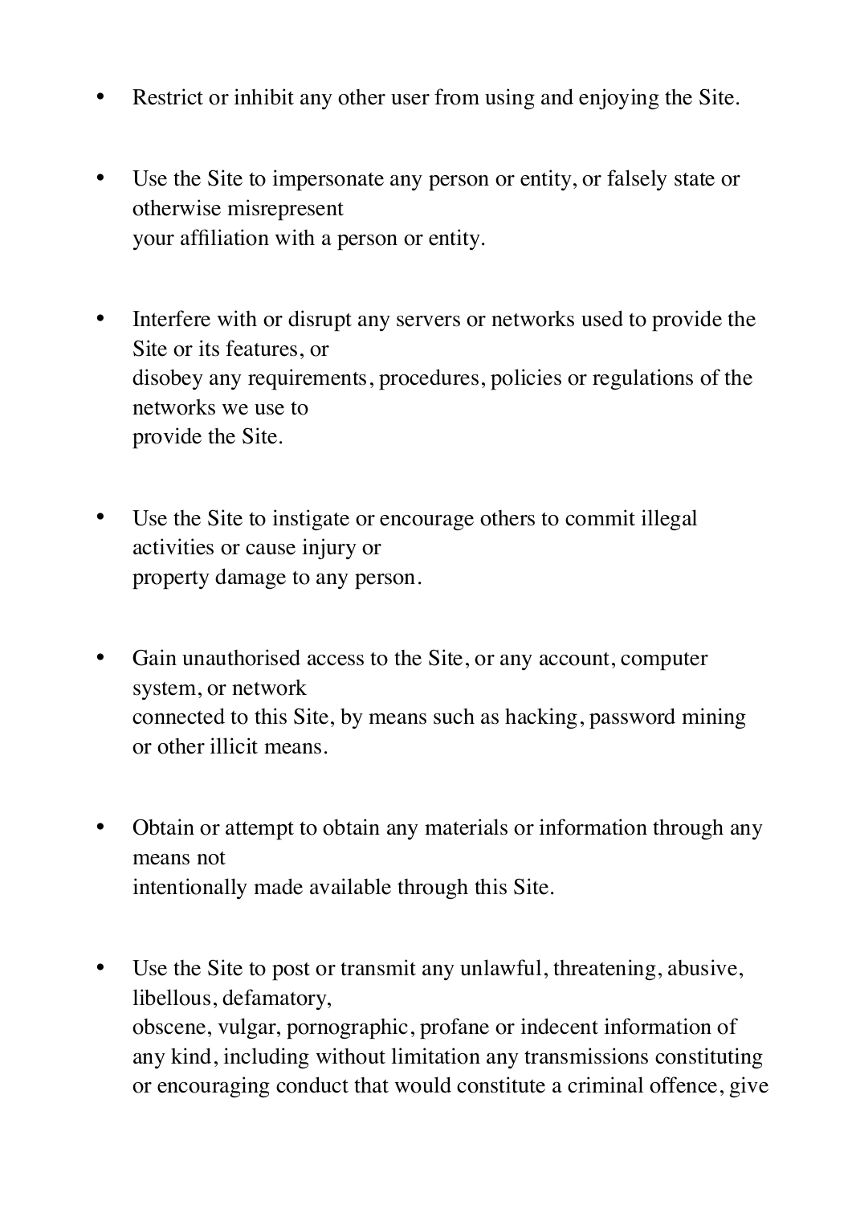- Restrict or inhibit any other user from using and enjoying the Site.

- Use the Site to impersonate any person or entity, or falsely state or otherwise misrepresent your affiliation with a person or entity.

- Interfere with or disrupt any servers or networks used to provide the Site or its features, or disobey any requirements, procedures, policies or regulations of the networks we use to provide the Site.

- Use the Site to instigate or encourage others to commit illegal activities or cause injury or property damage to any person.

- Gain unauthorised access to the Site, or any account, computer system, or network connected to this Site, by means such as hacking, password mining or other illicit means.

- Obtain or attempt to obtain any materials or information through any means not intentionally made available through this Site.

- Use the Site to post or transmit any unlawful, threatening, abusive, libellous, defamatory, obscene, vulgar, pornographic, profane or indecent information of any kind, including without limitation any transmissions constituting or encouraging conduct that would constitute a criminal offence, give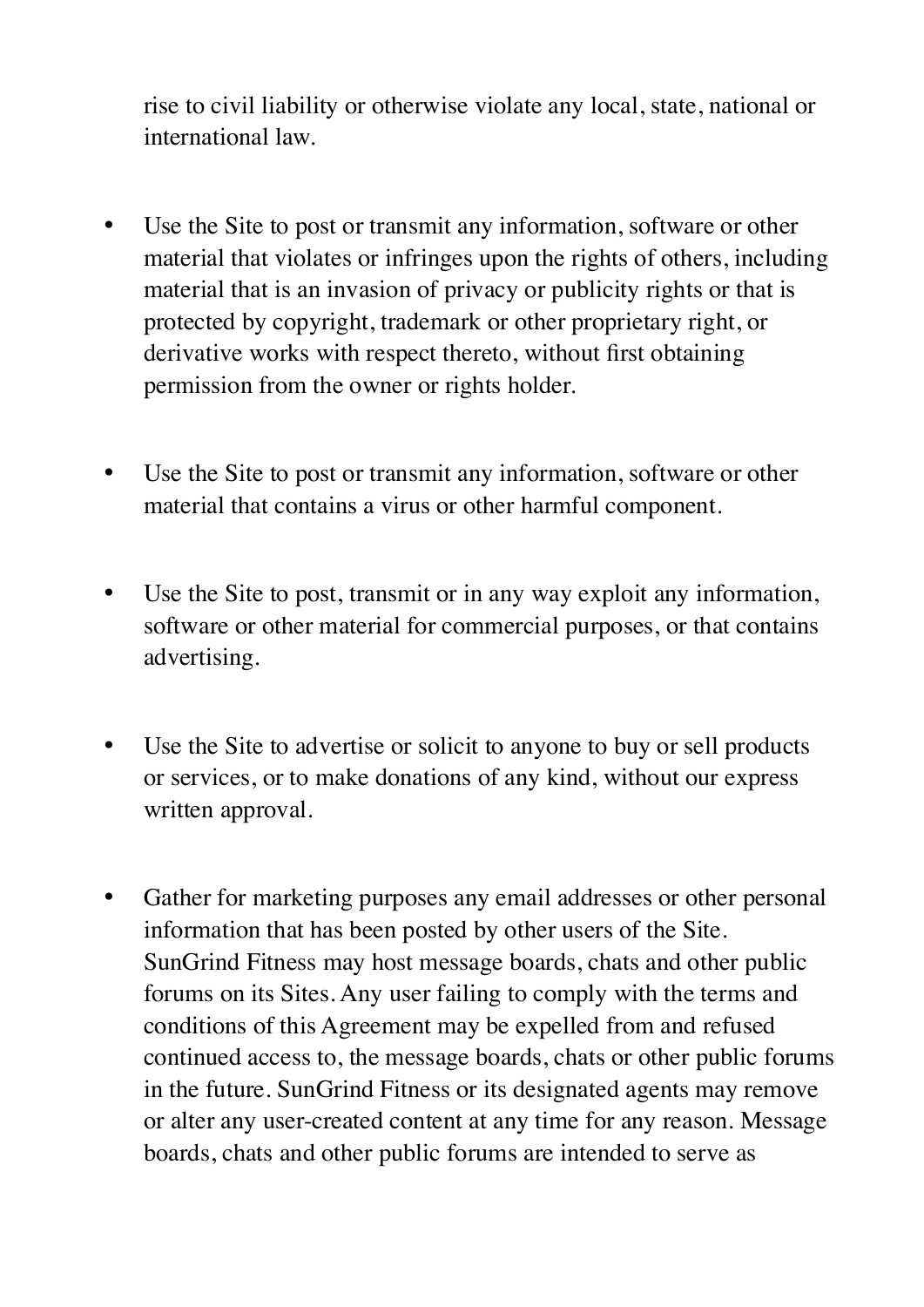rise to civil liability or otherwise violate any local, state, national or international law.

- Use the Site to post or transmit any information, software or other material that violates or infringes upon the rights of others, including material that is an invasion of privacy or publicity rights or that is protected by copyright, trademark or other proprietary right, or derivative works with respect thereto, without first obtaining permission from the owner or rights holder.

- Use the Site to post or transmit any information, software or other material that contains a virus or other harmful component.

- Use the Site to post, transmit or in any way exploit any information, software or other material for commercial purposes, or that contains advertising.

- Use the Site to advertise or solicit to anyone to buy or sell products or services, or to make donations of any kind, without our express written approval.

- Gather for marketing purposes any email addresses or other personal information that has been posted by other users of the Site. SunGrind Fitness may host message boards, chats and other public forums on its Sites. Any user failing to comply with the terms and conditions of this Agreement may be expelled from and refused continued access to, the message boards, chats or other public forums in the future. SunGrind Fitness or its designated agents may remove or alter any user-created content at any time for any reason. Message boards, chats and other public forums are intended to serve as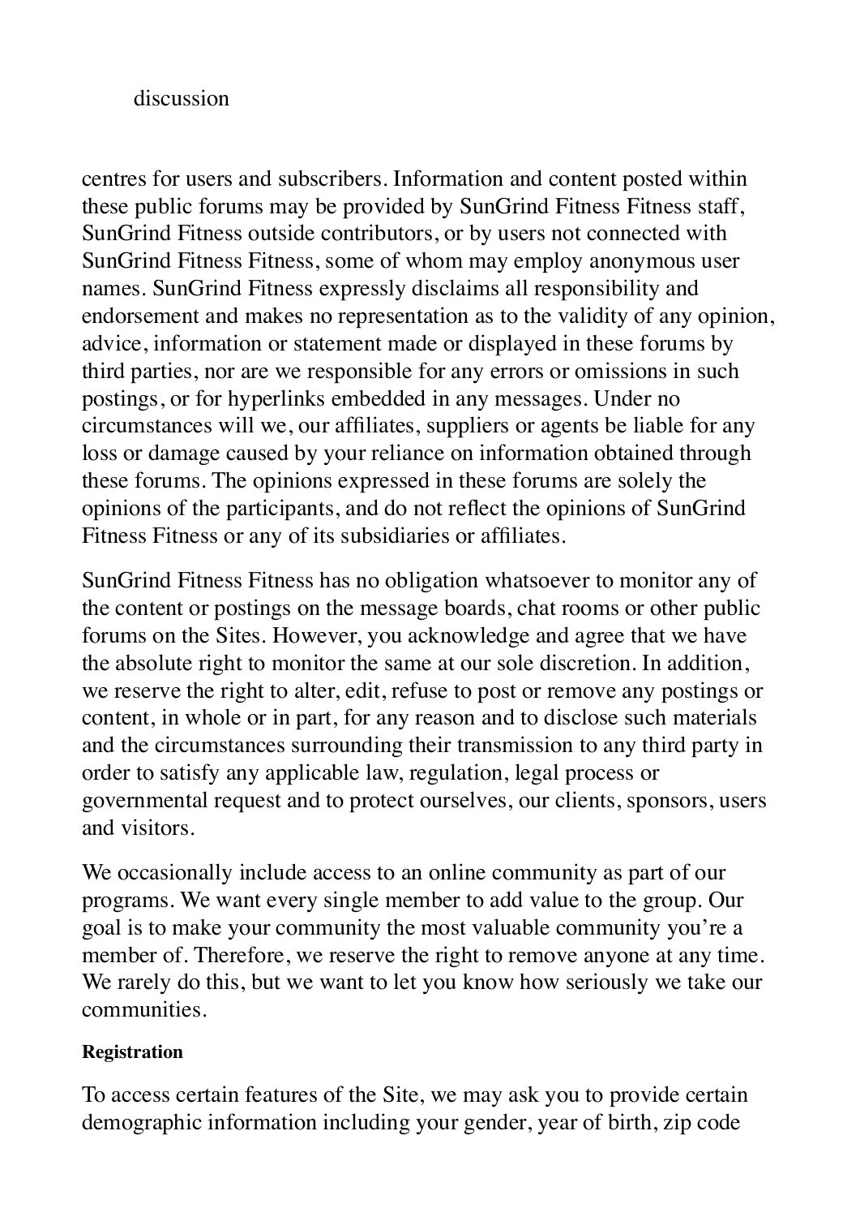discussion

centres for users and subscribers. Information and content posted within these public forums may be provided by SunGrind Fitness Fitness staff, SunGrind Fitness outside contributors, or by users not connected with SunGrind Fitness Fitness, some of whom may employ anonymous user names. SunGrind Fitness expressly disclaims all responsibility and endorsement and makes no representation as to the validity of any opinion, advice, information or statement made or displayed in these forums by third parties, nor are we responsible for any errors or omissions in such postings, or for hyperlinks embedded in any messages. Under no circumstances will we, our affiliates, suppliers or agents be liable for any loss or damage caused by your reliance on information obtained through these forums. The opinions expressed in these forums are solely the opinions of the participants, and do not reflect the opinions of SunGrind Fitness Fitness or any of its subsidiaries or affiliates.

SunGrind Fitness Fitness has no obligation whatsoever to monitor any of the content or postings on the message boards, chat rooms or other public forums on the Sites. However, you acknowledge and agree that we have the absolute right to monitor the same at our sole discretion. In addition, we reserve the right to alter, edit, refuse to post or remove any postings or content, in whole or in part, for any reason and to disclose such materials and the circumstances surrounding their transmission to any third party in order to satisfy any applicable law, regulation, legal process or governmental request and to protect ourselves, our clients, sponsors, users and visitors.

We occasionally include access to an online community as part of our programs. We want every single member to add value to the group. Our goal is to make your community the most valuable community you're a member of. Therefore, we reserve the right to remove anyone at any time. We rarely do this, but we want to let you know how seriously we take our communities.

#### Registration

To access certain features of the Site, we may ask you to provide certain demographic information including your gender, year of birth, zip code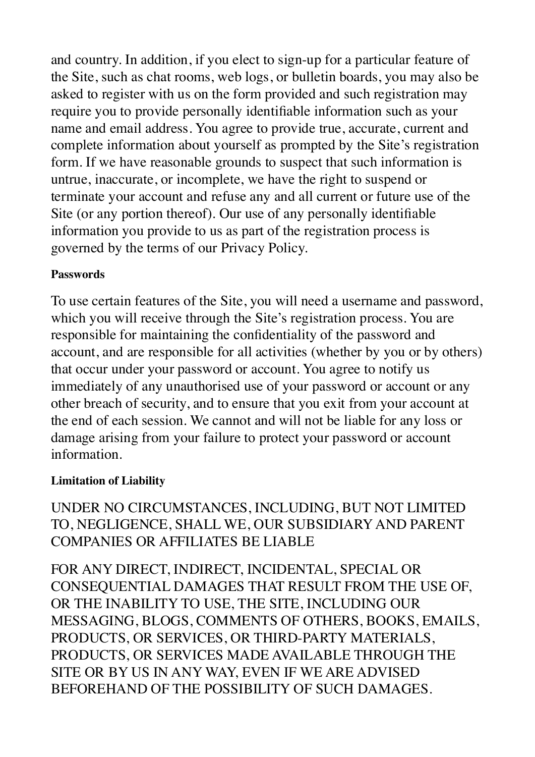and country. In addition, if you elect to sign-up for a particular feature of the Site, such as chat rooms, web logs, or bulletin boards, you may also be asked to register with us on the form provided and such registration may require you to provide personally identifiable information such as your name and email address. You agree to provide true, accurate, current and complete information about yourself as prompted by the Site's registration form. If we have reasonable grounds to suspect that such information is untrue, inaccurate, or incomplete, we have the right to suspend or terminate your account and refuse any and all current or future use of the Site (or any portion thereof). Our use of any personally identifiable information you provide to us as part of the registration process is governed by the terms of our Privacy Policy.

**Passwords**

To use certain features of the Site, you will need a username and password, which you will receive through the Site's registration process. You are responsible for maintaining the confidentiality of the password and account, and are responsible for all activities (whether by you or by others) that occur under your password or account. You agree to notify us immediately of any unauthorised use of your password or account or any other breach of security, and to ensure that you exit from your account at the end of each session. We cannot and will not be liable for any loss or damage arising from your failure to protect your password or account information.

**Limitation of Liability**

UNDER NO CIRCUMSTANCES, INCLUDING, BUT NOT LIMITED TO, NEGLIGENCE, SHALL WE, OUR SUBSIDIARY AND PARENT COMPANIES OR AFFILIATES BE LIABLE

FOR ANY DIRECT, INDIRECT, INCIDENTAL, SPECIAL OR CONSEQUENTIAL DAMAGES THAT RESULT FROM THE USE OF, OR THE INABILITY TO USE, THE SITE, INCLUDING OUR MESSAGING, BLOGS, COMMENTS OF OTHERS, BOOKS, EMAILS, PRODUCTS, OR SERVICES, OR THIRD-PARTY MATERIALS, PRODUCTS, OR SERVICES MADE AVAILABLE THROUGH THE SITE OR BY US IN ANY WAY, EVEN IF WE ARE ADVISED BEFOREHAND OF THE POSSIBILITY OF SUCH DAMAGES.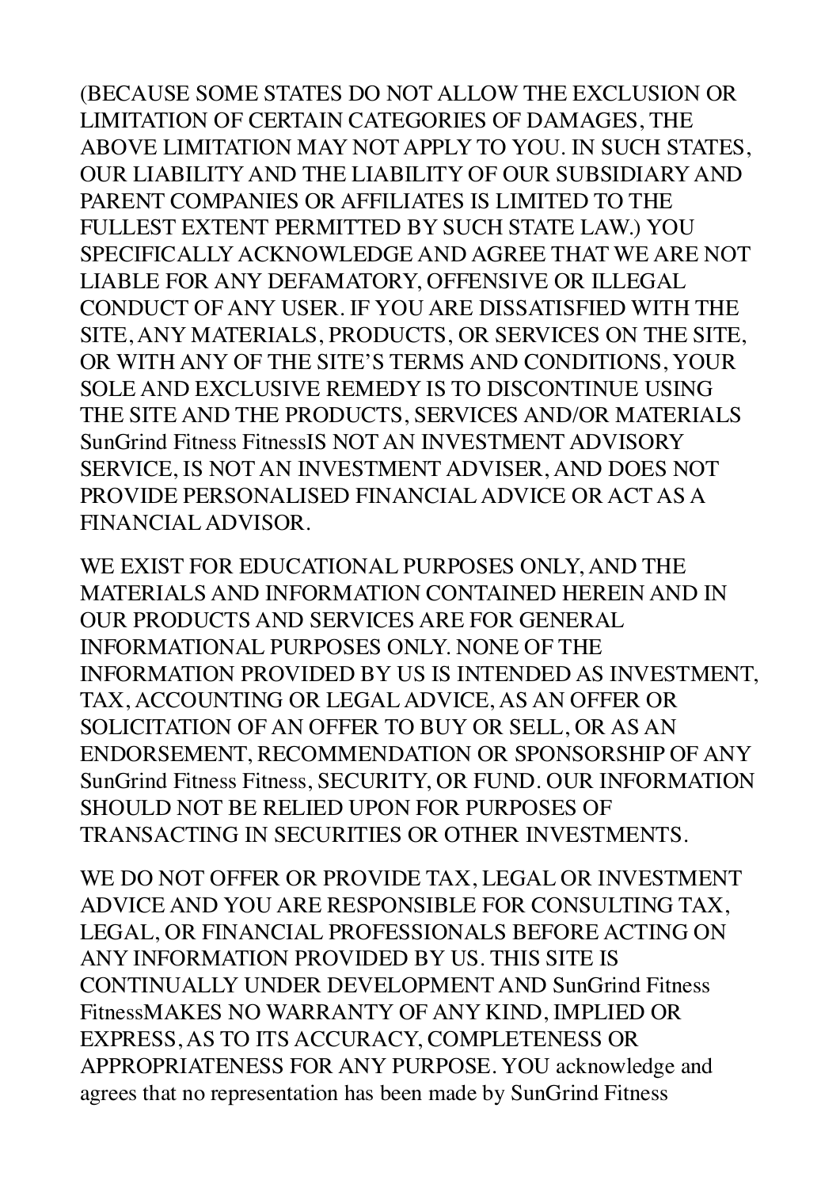(BECAUSE SOME STATES DO NOT ALLOW THE EXCLUSION OR LIMITATION OF CERTAIN CATEGORIES OF DAMAGES, THE ABOVE LIMITATION MAY NOT APPLY TO YOU. IN SUCH STATES, OUR LIABILITY AND THE LIABILITY OF OUR SUBSIDIARY AND PARENT COMPANIES OR AFFILIATES IS LIMITED TO THE FULLEST EXTENT PERMITTED BY SUCH STATE LAW.) YOU SPECIFICALLY ACKNOWLEDGE AND AGREE THAT WE ARE NOT LIABLE FOR ANY DEFAMATORY, OFFENSIVE OR ILLEGAL CONDUCT OF ANY USER. IF YOU ARE DISSATISFIED WITH THE SITE, ANY MATERIALS, PRODUCTS, OR SERVICES ON THE SITE, OR WITH ANY OF THE SITE'S TERMS AND CONDITIONS, YOUR SOLE AND EXCLUSIVE REMEDY IS TO DISCONTINUE USING THE SITE AND THE PRODUCTS, SERVICES AND/OR MATERIALS SunGrind Fitness FitnessIS NOT AN INVESTMENT ADVISORY SERVICE, IS NOT AN INVESTMENT ADVISER, AND DOES NOT PROVIDE PERSONALISED FINANCIAL ADVICE OR ACT AS A FINANCIAL ADVISOR.

WE EXIST FOR EDUCATIONAL PURPOSES ONLY, AND THE MATERIALS AND INFORMATION CONTAINED HEREIN AND IN OUR PRODUCTS AND SERVICES ARE FOR GENERAL INFORMATIONAL PURPOSES ONLY. NONE OF THE INFORMATION PROVIDED BY US IS INTENDED AS INVESTMENT, TAX, ACCOUNTING OR LEGAL ADVICE, AS AN OFFER OR SOLICITATION OF AN OFFER TO BUY OR SELL, OR AS AN ENDORSEMENT, RECOMMENDATION OR SPONSORSHIP OF ANY SunGrind Fitness Fitness, SECURITY, OR FUND. OUR INFORMATION SHOULD NOT BE RELIED UPON FOR PURPOSES OF TRANSACTING IN SECURITIES OR OTHER INVESTMENTS.

WE DO NOT OFFER OR PROVIDE TAX, LEGAL OR INVESTMENT ADVICE AND YOU ARE RESPONSIBLE FOR CONSULTING TAX, LEGAL, OR FINANCIAL PROFESSIONALS BEFORE ACTING ON ANY INFORMATION PROVIDED BY US. THIS SITE IS CONTINUALLY UNDER DEVELOPMENT AND SunGrind Fitness FitnessMAKES NO WARRANTY OF ANY KIND, IMPLIED OR EXPRESS, AS TO ITS ACCURACY, COMPLETENESS OR APPROPRIATENESS FOR ANY PURPOSE. YOU acknowledge and agrees that no representation has been made by SunGrind Fitness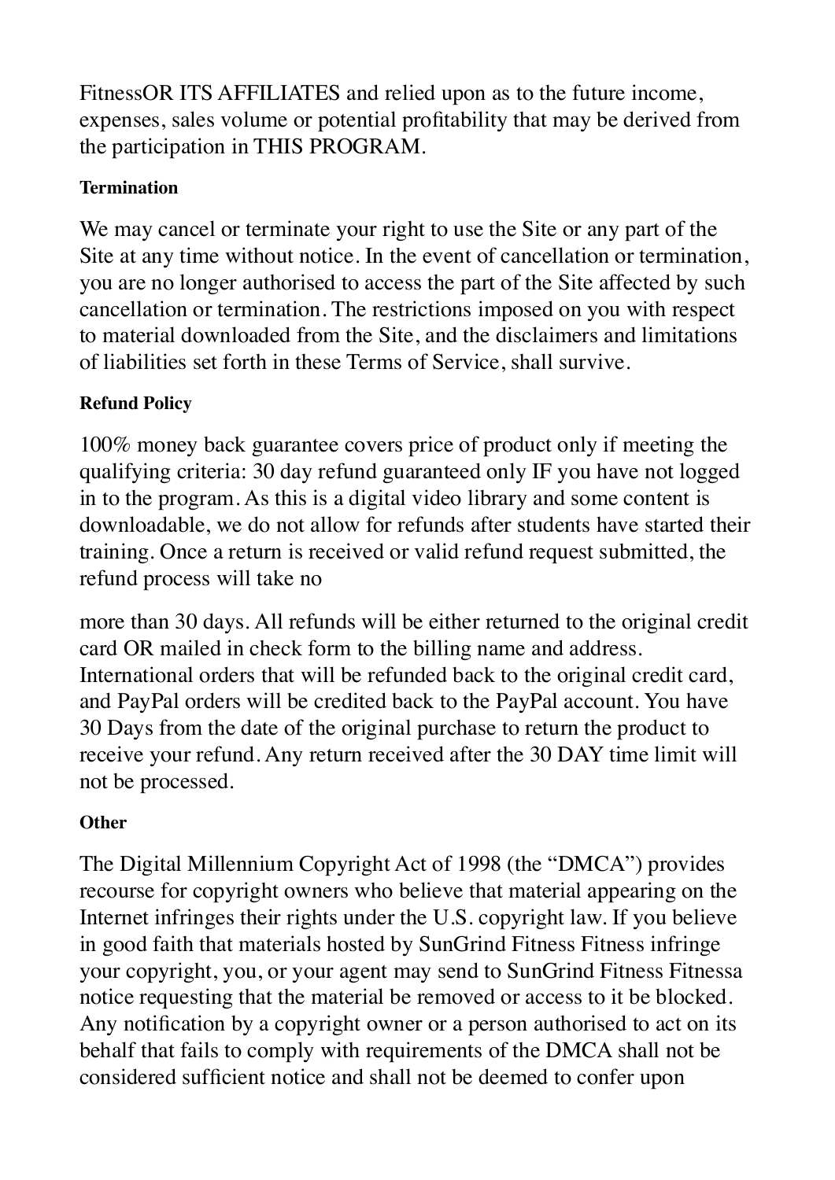FitnessOR ITS AFFILIATES and relied upon as to the future income, expenses, sales volume or potential profitability that may be derived from the participation in THIS PROGRAM.

**Termination**

We may cancel or terminate your right to use the Site or any part of the Site at any time without notice. In the event of cancellation or termination, you are no longer authorised to access the part of the Site affected by such cancellation or termination. The restrictions imposed on you with respect to material downloaded from the Site, and the disclaimers and limitations of liabilities set forth in these Terms of Service, shall survive.

**Refund Policy**

100% money back guarantee covers price of product only if meeting the qualifying criteria: 30 day refund guaranteed only IF you have not logged in to the program. As this is a digital video library and some content is downloadable, we do not allow for refunds after students have started their training. Once a return is received or valid refund request submitted, the refund process will take no

more than 30 days. All refunds will be either returned to the original credit card OR mailed in check form to the billing name and address. International orders that will be refunded back to the original credit card, and PayPal orders will be credited back to the PayPal account. You have 30 Days from the date of the original purchase to return the product to receive your refund. Any return received after the 30 DAY time limit will not be processed.

**Other**

The Digital Millennium Copyright Act of 1998 (the "DMCA") provides recourse for copyright owners who believe that material appearing on the Internet infringes their rights under the U.S. copyright law. If you believe in good faith that materials hosted by SunGrind Fitness Fitness infringe your copyright, you, or your agent may send to SunGrind Fitness Fitnessa notice requesting that the material be removed or access to it be blocked. Any notification by a copyright owner or a person authorised to act on its behalf that fails to comply with requirements of the DMCA shall not be considered sufficient notice and shall not be deemed to confer upon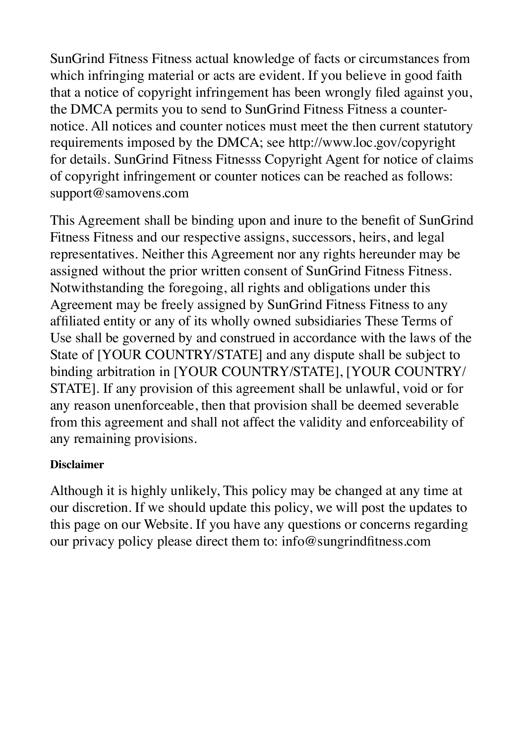SunGrind Fitness Fitness actual knowledge of facts or circumstances from which infringing material or acts are evident. If you believe in good faith that a notice of copyright infringement has been wrongly filed against you, the DMCA permits you to send to SunGrind Fitness Fitness a counter-notice. All notices and counter notices must meet the then current statutory requirements imposed by the DMCA; see http://www.loc.gov/copyright for details. SunGrind Fitness Fitnesss Copyright Agent for notice of claims of copyright infringement or counter notices can be reached as follows: support@samovens.com

This Agreement shall be binding upon and inure to the benefit of SunGrind Fitness Fitness and our respective assigns, successors, heirs, and legal representatives. Neither this Agreement nor any rights hereunder may be assigned without the prior written consent of SunGrind Fitness Fitness. Notwithstanding the foregoing, all rights and obligations under this Agreement may be freely assigned by SunGrind Fitness Fitness to any affiliated entity or any of its wholly owned subsidiaries These Terms of Use shall be governed by and construed in accordance with the laws of the State of [YOUR COUNTRY/STATE] and any dispute shall be subject to binding arbitration in [YOUR COUNTRY/STATE], [YOUR COUNTRY/STATE]. If any provision of this agreement shall be unlawful, void or for any reason unenforceable, then that provision shall be deemed severable from this agreement and shall not affect the validity and enforceability of any remaining provisions.

**Disclaimer**

Although it is highly unlikely, This policy may be changed at any time at our discretion. If we should update this policy, we will post the updates to this page on our Website. If you have any questions or concerns regarding our privacy policy please direct them to: info@sungrindfitness.com